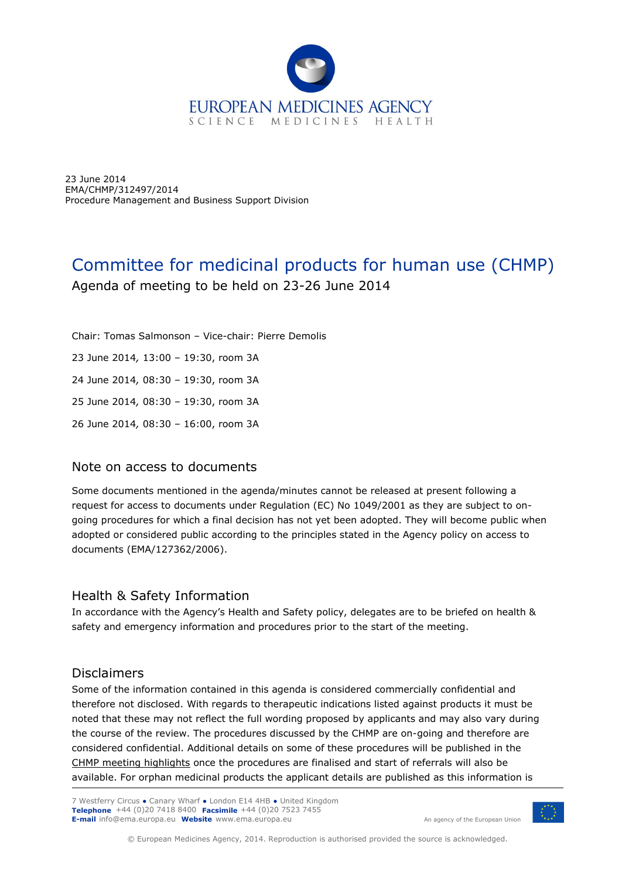23 June 2014
EMA/CHMP/312497/2014
Procedure Management and Business Support Division

# Committee for medicinal products for human use (CHMP)

Agenda of meeting to be held on 23-26 June 2014

Chair: Tomas Salmonson – Vice-chair: Pierre Demolis

23 June 2014, 13:00 – 19:30, room 3A

24 June 2014, 08:30 – 19:30, room 3A

25 June 2014, 08:30 – 19:30, room 3A

26 June 2014, 08:30 – 16:00, room 3A

## Note on access to documents

Some documents mentioned in the agenda/minutes cannot be released at present following a request for access to documents under Regulation (EC) No 1049/2001 as they are subject to on-going procedures for which a final decision has not yet been adopted. They will become public when adopted or considered public according to the principles stated in the Agency policy on access to documents (EMA/127362/2006).

## Health & Safety Information

In accordance with the Agency's Health and Safety policy, delegates are to be briefed on health & safety and emergency information and procedures prior to the start of the meeting.

## Disclaimers

Some of the information contained in this agenda is considered commercially confidential and therefore not disclosed. With regards to therapeutic indications listed against products it must be noted that these may not reflect the full wording proposed by applicants and may also vary during the course of the review. The procedures discussed by the CHMP are on-going and therefore are considered confidential. Additional details on some of these procedures will be published in the CHMP meeting highlights once the procedures are finalised and start of referrals will also be available. For orphan medicinal products the applicant details are published as this information is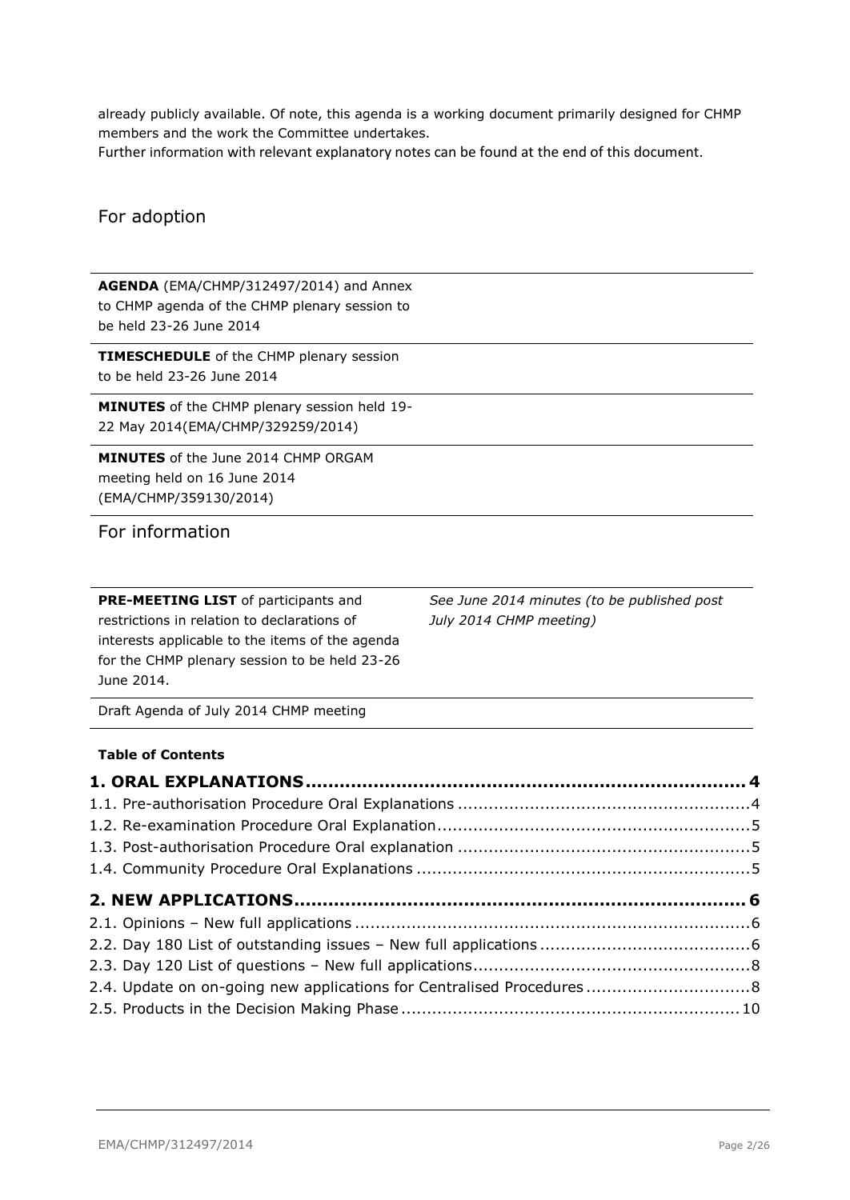already publicly available. Of note, this agenda is a working document primarily designed for CHMP members and the work the Committee undertakes.
Further information with relevant explanatory notes can be found at the end of this document.

## For adoption

| | |
|---|---|
| **AGENDA** (EMA/CHMP/312497/2014) and Annex to CHMP agenda of the CHMP plenary session to be held 23-26 June 2014 | |
| **TIMESCHEDULE** of the CHMP plenary session to be held 23-26 June 2014 | |
| **MINUTES** of the CHMP plenary session held 19-22 May 2014(EMA/CHMP/329259/2014) | |
| **MINUTES** of the June 2014 CHMP ORGAM meeting held on 16 June 2014 (EMA/CHMP/359130/2014) | |

## For information

| | |
|---|---|
| **PRE-MEETING LIST** of participants and restrictions in relation to declarations of interests applicable to the items of the agenda for the CHMP plenary session to be held 23-26 June 2014. | *See June 2014 minutes (to be published post July 2014 CHMP meeting)* |
| Draft Agenda of July 2014 CHMP meeting | |

**Table of Contents**

**1. ORAL EXPLANATIONS .......... 4**
1.1. Pre-authorisation Procedure Oral Explanations .......... 4
1.2. Re-examination Procedure Oral Explanation .......... 5
1.3. Post-authorisation Procedure Oral explanation .......... 5
1.4. Community Procedure Oral Explanations .......... 5

**2. NEW APPLICATIONS .......... 6**
2.1. Opinions – New full applications .......... 6
2.2. Day 180 List of outstanding issues – New full applications .......... 6
2.3. Day 120 List of questions – New full applications .......... 8
2.4. Update on on-going new applications for Centralised Procedures .......... 8
2.5. Products in the Decision Making Phase .......... 10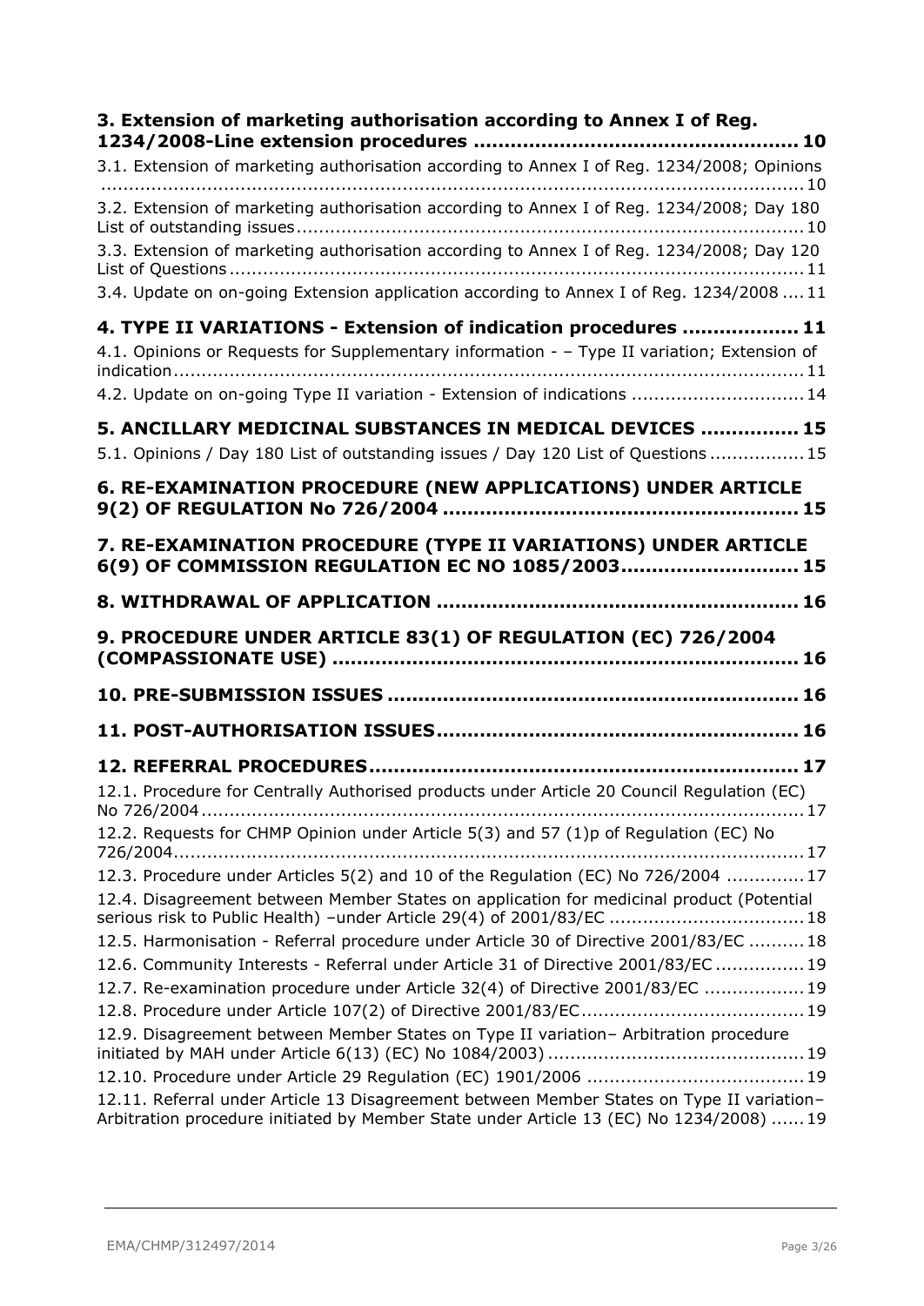**3. Extension of marketing authorisation according to Annex I of Reg. 1234/2008-Line extension procedures .................................................... 10**

3.1. Extension of marketing authorisation according to Annex I of Reg. 1234/2008; Opinions ............................................................................................................. 10

3.2. Extension of marketing authorisation according to Annex I of Reg. 1234/2008; Day 180 List of outstanding issues ........................................................................................ 10

3.3. Extension of marketing authorisation according to Annex I of Reg. 1234/2008; Day 120 List of Questions ..................................................................................................... 11

3.4. Update on on-going Extension application according to Annex I of Reg. 1234/2008 .... 11

**4. TYPE II VARIATIONS - Extension of indication procedures .................. 11**

4.1. Opinions or Requests for Supplementary information - – Type II variation; Extension of indication ............................................................................................................... 11

4.2. Update on on-going Type II variation - Extension of indications .............................. 14

**5. ANCILLARY MEDICINAL SUBSTANCES IN MEDICAL DEVICES ................ 15**

5.1. Opinions / Day 180 List of outstanding issues / Day 120 List of Questions ................. 15

**6. RE-EXAMINATION PROCEDURE (NEW APPLICATIONS) UNDER ARTICLE 9(2) OF REGULATION No 726/2004 ......................................................... 15**

**7. RE-EXAMINATION PROCEDURE (TYPE II VARIATIONS) UNDER ARTICLE 6(9) OF COMMISSION REGULATION EC NO 1085/2003............................ 15**

**8. WITHDRAWAL OF APPLICATION .......................................................... 16**

**9. PROCEDURE UNDER ARTICLE 83(1) OF REGULATION (EC) 726/2004 (COMPASSIONATE USE) ........................................................................... 16**

**10. PRE-SUBMISSION ISSUES .................................................................. 16**

**11. POST-AUTHORISATION ISSUES.......................................................... 16**

**12. REFERRAL PROCEDURES.................................................................... 17**

12.1. Procedure for Centrally Authorised products under Article 20 Council Regulation (EC) No 726/2004 ............................................................................................................ 17

12.2. Requests for CHMP Opinion under Article 5(3) and 57 (1)p of Regulation (EC) No 726/2004 ................................................................................................................ 17

12.3. Procedure under Articles 5(2) and 10 of the Regulation (EC) No 726/2004 ............. 17

12.4. Disagreement between Member States on application for medicinal product (Potential serious risk to Public Health) –under Article 29(4) of 2001/83/EC .................................. 18

12.5. Harmonisation - Referral procedure under Article 30 of Directive 2001/83/EC .......... 18

12.6. Community Interests - Referral under Article 31 of Directive 2001/83/EC ................ 19

12.7. Re-examination procedure under Article 32(4) of Directive 2001/83/EC ................. 19

12.8. Procedure under Article 107(2) of Directive 2001/83/EC ....................................... 19

12.9. Disagreement between Member States on Type II variation– Arbitration procedure initiated by MAH under Article 6(13) (EC) No 1084/2003) ............................................. 19

12.10. Procedure under Article 29 Regulation (EC) 1901/2006 ....................................... 19

12.11. Referral under Article 13 Disagreement between Member States on Type II variation– Arbitration procedure initiated by Member State under Article 13 (EC) No 1234/2008) ...... 19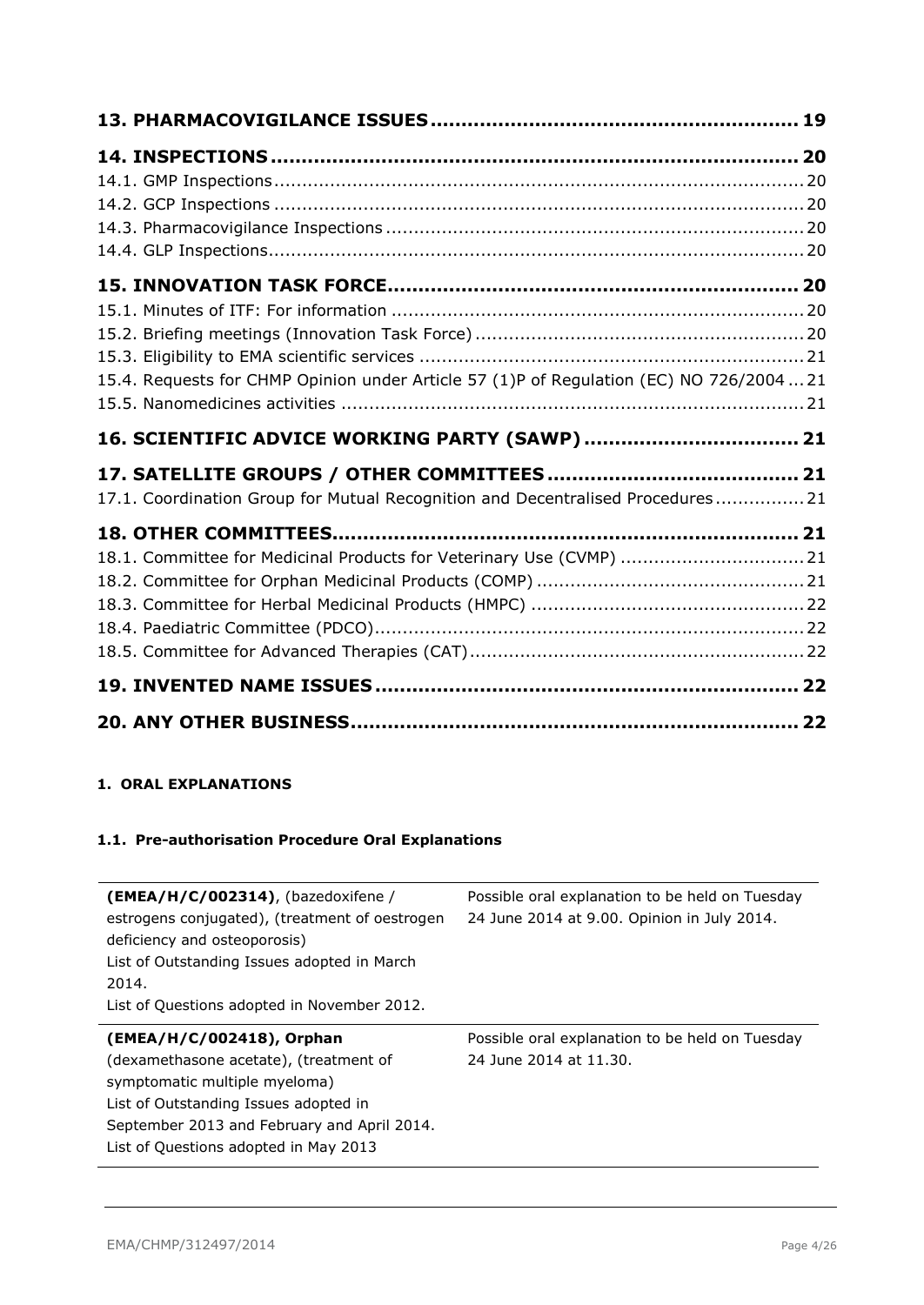13. PHARMACOVIGILANCE ISSUES ........................................................ 19

14. INSPECTIONS ........................................................ 20
- 14.1. GMP Inspections ........................................................ 20
- 14.2. GCP Inspections ........................................................ 20
- 14.3. Pharmacovigilance Inspections ........................................................ 20
- 14.4. GLP Inspections ........................................................ 20

15. INNOVATION TASK FORCE ........................................................ 20
- 15.1. Minutes of ITF: For information ........................................................ 20
- 15.2. Briefing meetings (Innovation Task Force) ........................................................ 20
- 15.3. Eligibility to EMA scientific services ........................................................ 21
- 15.4. Requests for CHMP Opinion under Article 57 (1)P of Regulation (EC) NO 726/2004 ... 21
- 15.5. Nanomedicines activities ........................................................ 21

16. SCIENTIFIC ADVICE WORKING PARTY (SAWP) ........................................................ 21

17. SATELLITE GROUPS / OTHER COMMITTEES ........................................................ 21
- 17.1. Coordination Group for Mutual Recognition and Decentralised Procedures ................ 21

18. OTHER COMMITTEES ........................................................ 21
- 18.1. Committee for Medicinal Products for Veterinary Use (CVMP) ........................................................ 21
- 18.2. Committee for Orphan Medicinal Products (COMP) ........................................................ 21
- 18.3. Committee for Herbal Medicinal Products (HMPC) ........................................................ 22
- 18.4. Paediatric Committee (PDCO) ........................................................ 22
- 18.5. Committee for Advanced Therapies (CAT) ........................................................ 22

19. INVENTED NAME ISSUES ........................................................ 22

20. ANY OTHER BUSINESS ........................................................ 22

# 1. ORAL EXPLANATIONS

## 1.1. Pre-authorisation Procedure Oral Explanations

| | |
|---|---|
| **(EMEA/H/C/002314)**, (bazedoxifene / estrogens conjugated), (treatment of oestrogen deficiency and osteoporosis)<br>List of Outstanding Issues adopted in March 2014.<br>List of Questions adopted in November 2012. | Possible oral explanation to be held on Tuesday 24 June 2014 at 9.00. Opinion in July 2014. |
| **(EMEA/H/C/002418), Orphan** (dexamethasone acetate), (treatment of symptomatic multiple myeloma)<br>List of Outstanding Issues adopted in September 2013 and February and April 2014.<br>List of Questions adopted in May 2013 | Possible oral explanation to be held on Tuesday 24 June 2014 at 11.30. |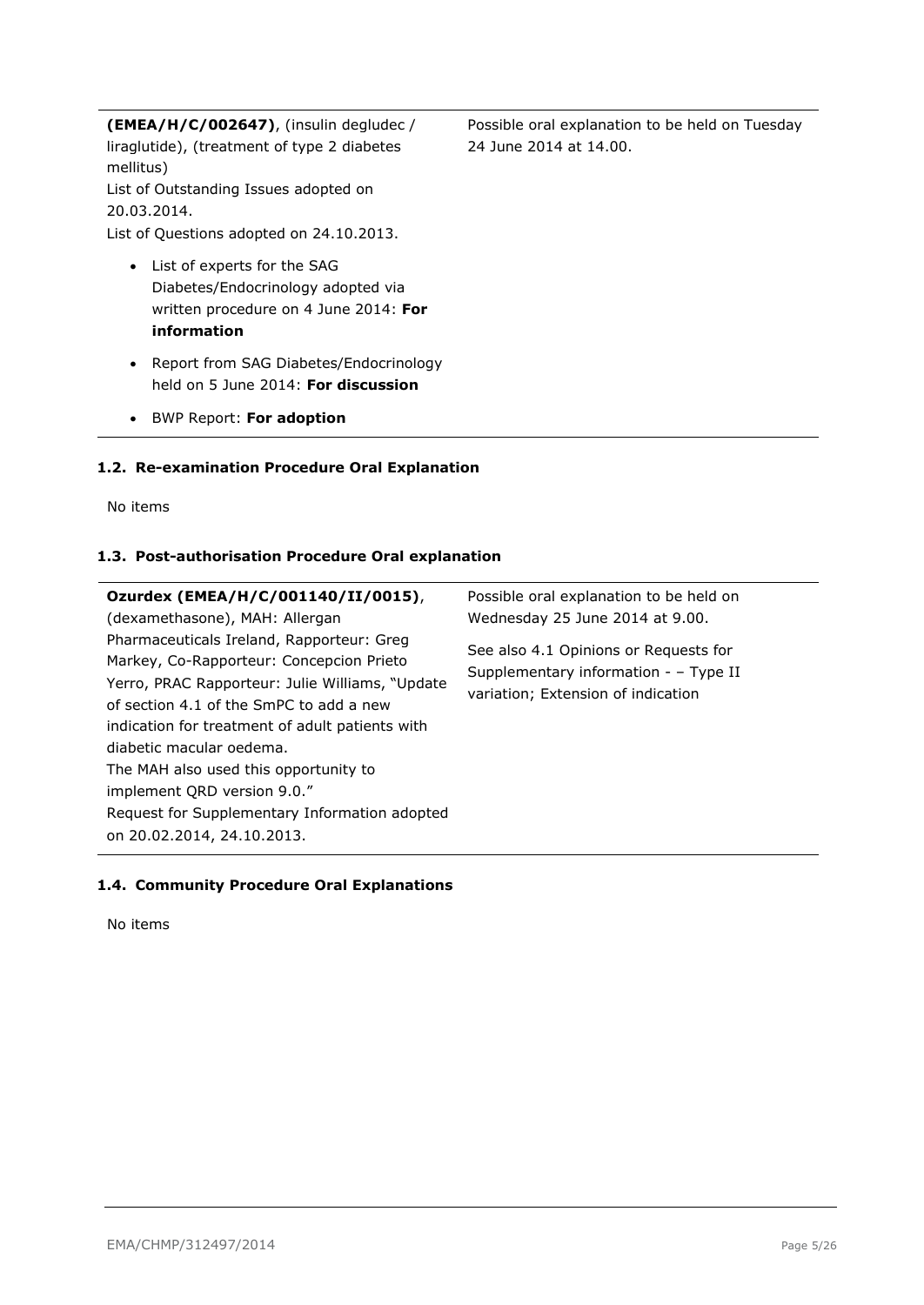| | |
|---|---|
| **(EMEA/H/C/002647)**, (insulin degludec / liraglutide), (treatment of type 2 diabetes mellitus)<br>List of Outstanding Issues adopted on 20.03.2014.<br>List of Questions adopted on 24.10.2013.<br>• List of experts for the SAG Diabetes/Endocrinology adopted via written procedure on 4 June 2014: **For information**<br>• Report from SAG Diabetes/Endocrinology held on 5 June 2014: **For discussion**<br>• BWP Report: **For adoption** | Possible oral explanation to be held on Tuesday 24 June 2014 at 14.00. |

#### 1.2. Re-examination Procedure Oral Explanation

No items

#### 1.3. Post-authorisation Procedure Oral explanation

| | |
|---|---|
| **Ozurdex (EMEA/H/C/001140/II/0015)**, (dexamethasone), MAH: Allergan Pharmaceuticals Ireland, Rapporteur: Greg Markey, Co-Rapporteur: Concepcion Prieto Yerro, PRAC Rapporteur: Julie Williams, "Update of section 4.1 of the SmPC to add a new indication for treatment of adult patients with diabetic macular oedema.<br>The MAH also used this opportunity to implement QRD version 9.0."<br>Request for Supplementary Information adopted on 20.02.2014, 24.10.2013. | Possible oral explanation to be held on Wednesday 25 June 2014 at 9.00.<br>See also 4.1 Opinions or Requests for Supplementary information - – Type II variation; Extension of indication |

#### 1.4. Community Procedure Oral Explanations

No items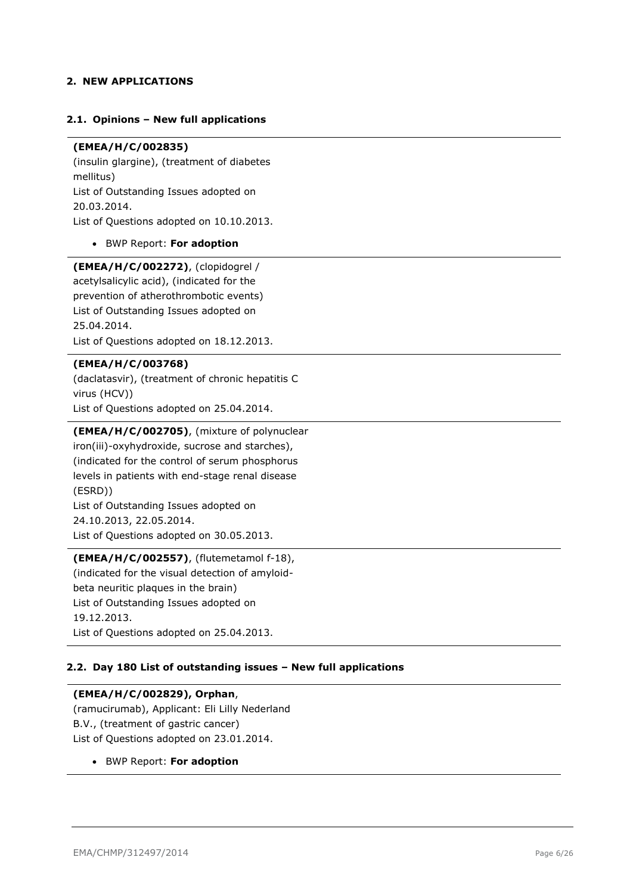## 2. NEW APPLICATIONS

### 2.1. Opinions – New full applications

**(EMEA/H/C/002835)**
(insulin glargine), (treatment of diabetes mellitus)
List of Outstanding Issues adopted on 20.03.2014.
List of Questions adopted on 10.10.2013.

- BWP Report: **For adoption**

---

**(EMEA/H/C/002272)**, (clopidogrel / acetylsalicylic acid), (indicated for the prevention of atherothrombotic events)
List of Outstanding Issues adopted on 25.04.2014.
List of Questions adopted on 18.12.2013.

---

**(EMEA/H/C/003768)**
(daclatasvir), (treatment of chronic hepatitis C virus (HCV))
List of Questions adopted on 25.04.2014.

---

**(EMEA/H/C/002705)**, (mixture of polynuclear iron(iii)-oxyhydroxide, sucrose and starches), (indicated for the control of serum phosphorus levels in patients with end-stage renal disease (ESRD))
List of Outstanding Issues adopted on 24.10.2013, 22.05.2014.
List of Questions adopted on 30.05.2013.

---

**(EMEA/H/C/002557)**, (flutemetamol f-18), (indicated for the visual detection of amyloid-beta neuritic plaques in the brain)
List of Outstanding Issues adopted on 19.12.2013.
List of Questions adopted on 25.04.2013.

### 2.2. Day 180 List of outstanding issues – New full applications

**(EMEA/H/C/002829), Orphan**, (ramucirumab), Applicant: Eli Lilly Nederland B.V., (treatment of gastric cancer)
List of Questions adopted on 23.01.2014.

- BWP Report: **For adoption**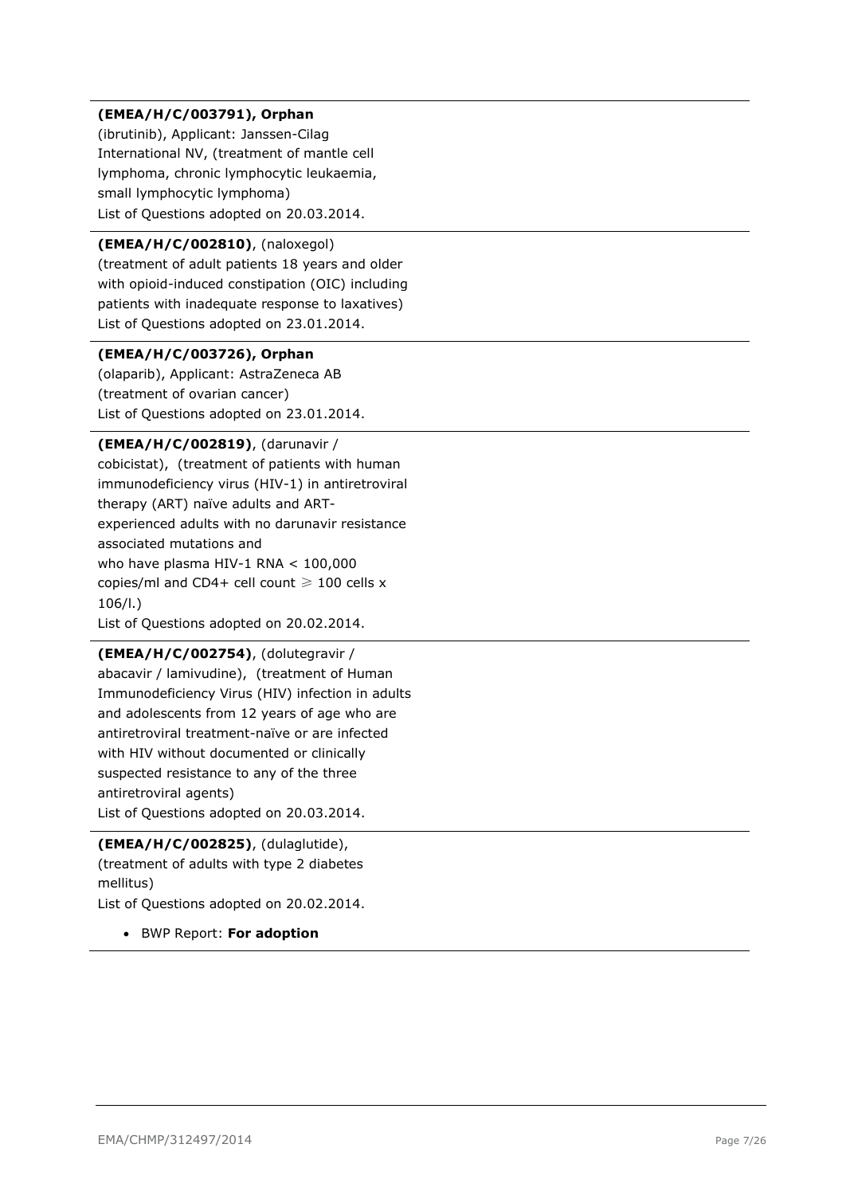**(EMEA/H/C/003791), Orphan**
(ibrutinib), Applicant: Janssen-Cilag International NV, (treatment of mantle cell lymphoma, chronic lymphocytic leukaemia, small lymphocytic lymphoma)
List of Questions adopted on 20.03.2014.

---

**(EMEA/H/C/002810)**, (naloxegol)
(treatment of adult patients 18 years and older with opioid-induced constipation (OIC) including patients with inadequate response to laxatives)
List of Questions adopted on 23.01.2014.

---

**(EMEA/H/C/003726), Orphan**
(olaparib), Applicant: AstraZeneca AB
(treatment of ovarian cancer)
List of Questions adopted on 23.01.2014.

---

**(EMEA/H/C/002819)**, (darunavir / cobicistat), (treatment of patients with human immunodeficiency virus (HIV-1) in antiretroviral therapy (ART) naïve adults and ART-experienced adults with no darunavir resistance associated mutations and who have plasma HIV-1 RNA < 100,000 copies/ml and CD4+ cell count ⩾ 100 cells x 106/l.)
List of Questions adopted on 20.02.2014.

---

**(EMEA/H/C/002754)**, (dolutegravir / abacavir / lamivudine), (treatment of Human Immunodeficiency Virus (HIV) infection in adults and adolescents from 12 years of age who are antiretroviral treatment-naïve or are infected with HIV without documented or clinically suspected resistance to any of the three antiretroviral agents)
List of Questions adopted on 20.03.2014.

---

**(EMEA/H/C/002825)**, (dulaglutide), (treatment of adults with type 2 diabetes mellitus)
List of Questions adopted on 20.02.2014.

- BWP Report: **For adoption**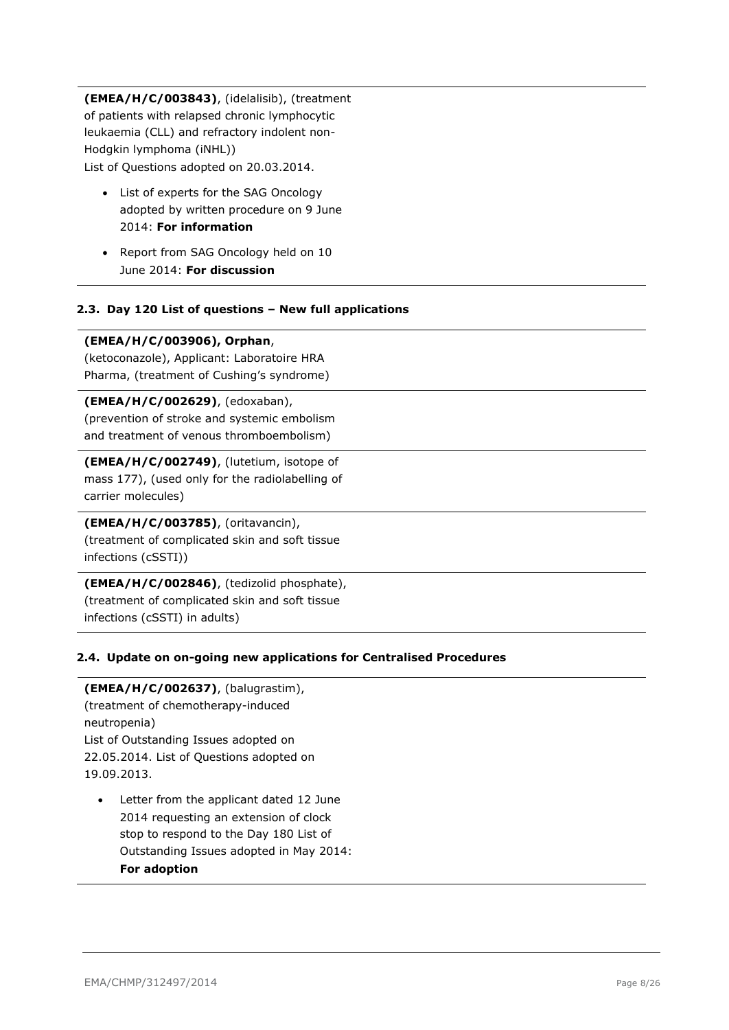**(EMEA/H/C/003843)**, (idelalisib), (treatment of patients with relapsed chronic lymphocytic leukaemia (CLL) and refractory indolent non-Hodgkin lymphoma (iNHL))
List of Questions adopted on 20.03.2014.

- List of experts for the SAG Oncology adopted by written procedure on 9 June 2014: **For information**
- Report from SAG Oncology held on 10 June 2014: **For discussion**

### 2.3. Day 120 List of questions – New full applications

**(EMEA/H/C/003906), Orphan**, (ketoconazole), Applicant: Laboratoire HRA Pharma, (treatment of Cushing's syndrome)

**(EMEA/H/C/002629)**, (edoxaban), (prevention of stroke and systemic embolism and treatment of venous thromboembolism)

**(EMEA/H/C/002749)**, (lutetium, isotope of mass 177), (used only for the radiolabelling of carrier molecules)

**(EMEA/H/C/003785)**, (oritavancin), (treatment of complicated skin and soft tissue infections (cSSTI))

**(EMEA/H/C/002846)**, (tedizolid phosphate), (treatment of complicated skin and soft tissue infections (cSSTI) in adults)

### 2.4. Update on on-going new applications for Centralised Procedures

**(EMEA/H/C/002637)**, (balugrastim), (treatment of chemotherapy-induced neutropenia)
List of Outstanding Issues adopted on 22.05.2014. List of Questions adopted on 19.09.2013.

- Letter from the applicant dated 12 June 2014 requesting an extension of clock stop to respond to the Day 180 List of Outstanding Issues adopted in May 2014: **For adoption**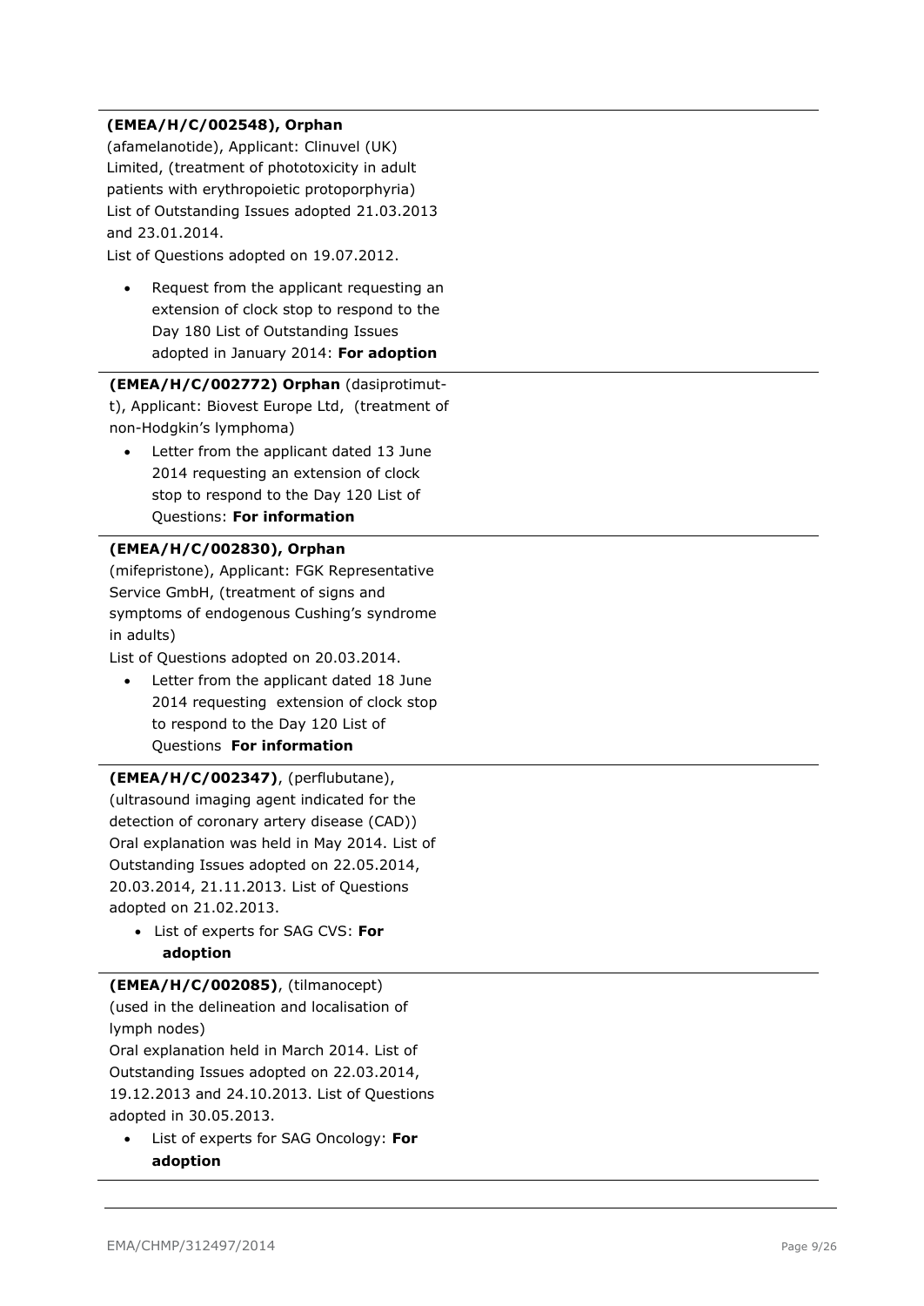**(EMEA/H/C/002548), Orphan** (afamelanotide), Applicant: Clinuvel (UK) Limited, (treatment of phototoxicity in adult patients with erythropoietic protoporphyria) List of Outstanding Issues adopted 21.03.2013 and 23.01.2014.
List of Questions adopted on 19.07.2012.

- Request from the applicant requesting an extension of clock stop to respond to the Day 180 List of Outstanding Issues adopted in January 2014: **For adoption**

---

**(EMEA/H/C/002772) Orphan** (dasiprotimut-t), Applicant: Biovest Europe Ltd, (treatment of non-Hodgkin's lymphoma)

- Letter from the applicant dated 13 June 2014 requesting an extension of clock stop to respond to the Day 120 List of Questions: **For information**

---

**(EMEA/H/C/002830), Orphan** (mifepristone), Applicant: FGK Representative Service GmbH, (treatment of signs and symptoms of endogenous Cushing's syndrome in adults)
List of Questions adopted on 20.03.2014.

- Letter from the applicant dated 18 June 2014 requesting extension of clock stop to respond to the Day 120 List of Questions **For information**

---

**(EMEA/H/C/002347)**, (perflubutane), (ultrasound imaging agent indicated for the detection of coronary artery disease (CAD)) Oral explanation was held in May 2014. List of Outstanding Issues adopted on 22.05.2014, 20.03.2014, 21.11.2013. List of Questions adopted on 21.02.2013.

- List of experts for SAG CVS: **For adoption**

---

**(EMEA/H/C/002085)**, (tilmanocept) (used in the delineation and localisation of lymph nodes)
Oral explanation held in March 2014. List of Outstanding Issues adopted on 22.03.2014, 19.12.2013 and 24.10.2013. List of Questions adopted in 30.05.2013.

- List of experts for SAG Oncology: **For adoption**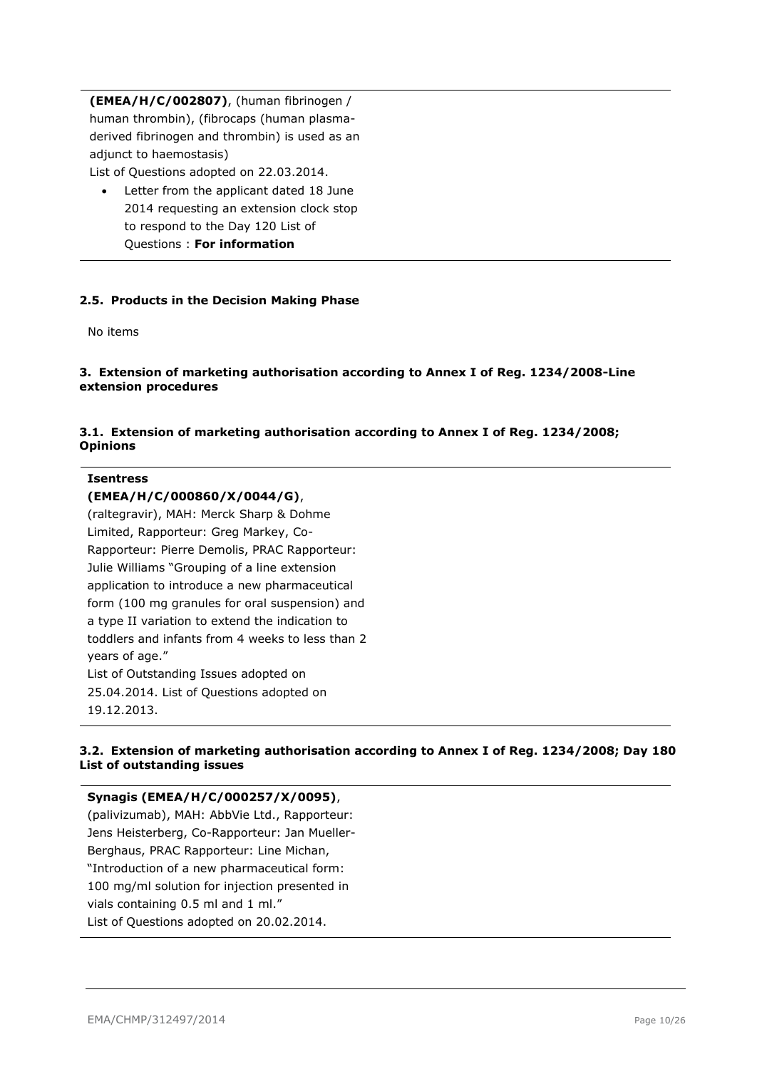**(EMEA/H/C/002807)**, (human fibrinogen / human thrombin), (fibrocaps (human plasma-derived fibrinogen and thrombin) is used as an adjunct to haemostasis)

List of Questions adopted on 22.03.2014.

- Letter from the applicant dated 18 June 2014 requesting an extension clock stop to respond to the Day 120 List of Questions : **For information**

### 2.5. Products in the Decision Making Phase

No items

## 3. Extension of marketing authorisation according to Annex I of Reg. 1234/2008-Line extension procedures

### 3.1. Extension of marketing authorisation according to Annex I of Reg. 1234/2008; Opinions

**Isentress**
**(EMEA/H/C/000860/X/0044/G)**,
(raltegravir), MAH: Merck Sharp & Dohme Limited, Rapporteur: Greg Markey, Co-Rapporteur: Pierre Demolis, PRAC Rapporteur: Julie Williams "Grouping of a line extension application to introduce a new pharmaceutical form (100 mg granules for oral suspension) and a type II variation to extend the indication to toddlers and infants from 4 weeks to less than 2 years of age."
List of Outstanding Issues adopted on 25.04.2014. List of Questions adopted on 19.12.2013.

### 3.2. Extension of marketing authorisation according to Annex I of Reg. 1234/2008; Day 180 List of outstanding issues

**Synagis (EMEA/H/C/000257/X/0095)**,
(palivizumab), MAH: AbbVie Ltd., Rapporteur: Jens Heisterberg, Co-Rapporteur: Jan Mueller-Berghaus, PRAC Rapporteur: Line Michan, "Introduction of a new pharmaceutical form: 100 mg/ml solution for injection presented in vials containing 0.5 ml and 1 ml."
List of Questions adopted on 20.02.2014.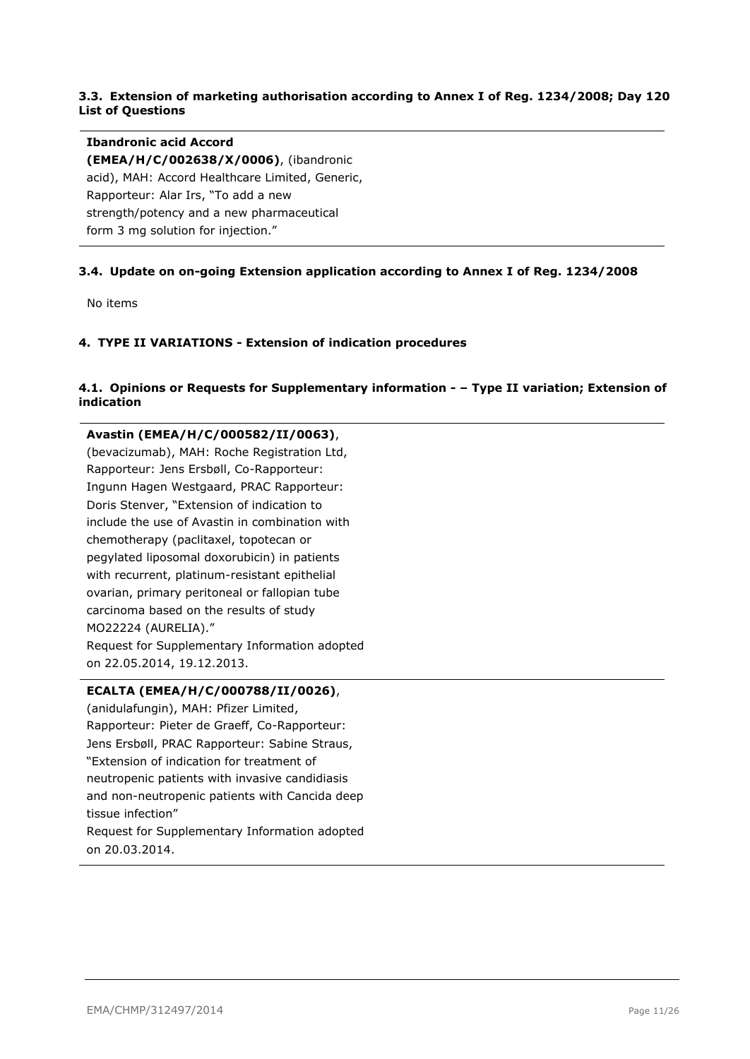### 3.3. Extension of marketing authorisation according to Annex I of Reg. 1234/2008; Day 120 List of Questions

**Ibandronic acid Accord (EMEA/H/C/002638/X/0006)**, (ibandronic acid), MAH: Accord Healthcare Limited, Generic, Rapporteur: Alar Irs, "To add a new strength/potency and a new pharmaceutical form 3 mg solution for injection."

### 3.4. Update on on-going Extension application according to Annex I of Reg. 1234/2008

No items

## 4. TYPE II VARIATIONS - Extension of indication procedures

### 4.1. Opinions or Requests for Supplementary information - – Type II variation; Extension of indication

**Avastin (EMEA/H/C/000582/II/0063)**, (bevacizumab), MAH: Roche Registration Ltd, Rapporteur: Jens Ersbøll, Co-Rapporteur: Ingunn Hagen Westgaard, PRAC Rapporteur: Doris Stenver, "Extension of indication to include the use of Avastin in combination with chemotherapy (paclitaxel, topotecan or pegylated liposomal doxorubicin) in patients with recurrent, platinum-resistant epithelial ovarian, primary peritoneal or fallopian tube carcinoma based on the results of study MO22224 (AURELIA)."
Request for Supplementary Information adopted on 22.05.2014, 19.12.2013.

**ECALTA (EMEA/H/C/000788/II/0026)**, (anidulafungin), MAH: Pfizer Limited, Rapporteur: Pieter de Graeff, Co-Rapporteur: Jens Ersbøll, PRAC Rapporteur: Sabine Straus, "Extension of indication for treatment of neutropenic patients with invasive candidiasis and non-neutropenic patients with Cancida deep tissue infection"
Request for Supplementary Information adopted on 20.03.2014.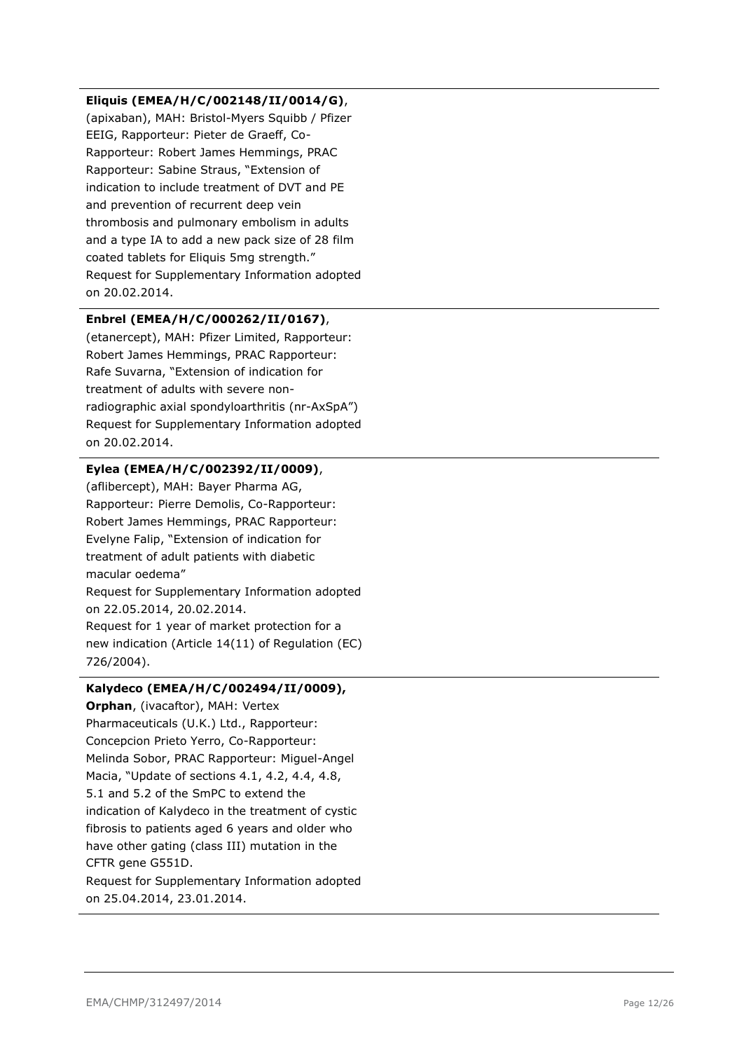**Eliquis (EMEA/H/C/002148/II/0014/G)**, (apixaban), MAH: Bristol-Myers Squibb / Pfizer EEIG, Rapporteur: Pieter de Graeff, Co-Rapporteur: Robert James Hemmings, PRAC Rapporteur: Sabine Straus, "Extension of indication to include treatment of DVT and PE and prevention of recurrent deep vein thrombosis and pulmonary embolism in adults and a type IA to add a new pack size of 28 film coated tablets for Eliquis 5mg strength."
Request for Supplementary Information adopted on 20.02.2014.

---

**Enbrel (EMEA/H/C/000262/II/0167)**, (etanercept), MAH: Pfizer Limited, Rapporteur: Robert James Hemmings, PRAC Rapporteur: Rafe Suvarna, "Extension of indication for treatment of adults with severe non-radiographic axial spondyloarthritis (nr-AxSpA)"
Request for Supplementary Information adopted on 20.02.2014.

---

**Eylea (EMEA/H/C/002392/II/0009)**, (aflibercept), MAH: Bayer Pharma AG, Rapporteur: Pierre Demolis, Co-Rapporteur: Robert James Hemmings, PRAC Rapporteur: Evelyne Falip, "Extension of indication for treatment of adult patients with diabetic macular oedema"
Request for Supplementary Information adopted on 22.05.2014, 20.02.2014.
Request for 1 year of market protection for a new indication (Article 14(11) of Regulation (EC) 726/2004).

---

**Kalydeco (EMEA/H/C/002494/II/0009), Orphan**, (ivacaftor), MAH: Vertex Pharmaceuticals (U.K.) Ltd., Rapporteur: Concepcion Prieto Yerro, Co-Rapporteur: Melinda Sobor, PRAC Rapporteur: Miguel-Angel Macia, "Update of sections 4.1, 4.2, 4.4, 4.8, 5.1 and 5.2 of the SmPC to extend the indication of Kalydeco in the treatment of cystic fibrosis to patients aged 6 years and older who have other gating (class III) mutation in the CFTR gene G551D.
Request for Supplementary Information adopted on 25.04.2014, 23.01.2014.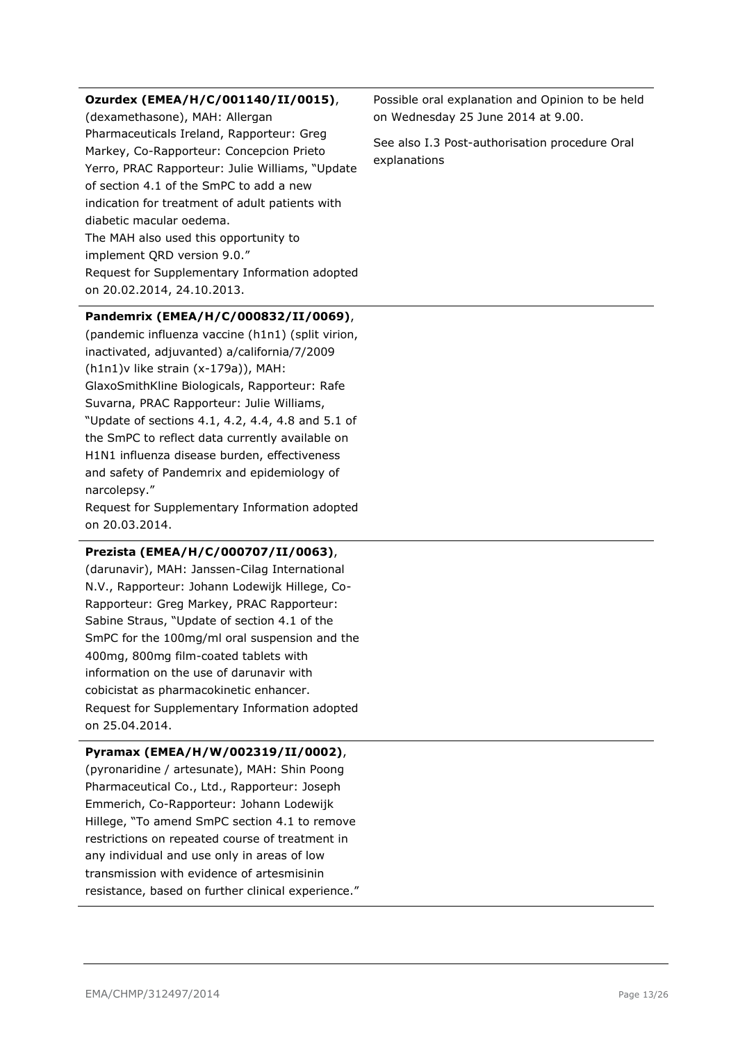| | |
|---|---|
| **Ozurdex (EMEA/H/C/001140/II/0015)**, (dexamethasone), MAH: Allergan Pharmaceuticals Ireland, Rapporteur: Greg Markey, Co-Rapporteur: Concepcion Prieto Yerro, PRAC Rapporteur: Julie Williams, "Update of section 4.1 of the SmPC to add a new indication for treatment of adult patients with diabetic macular oedema.<br>The MAH also used this opportunity to implement QRD version 9.0."<br>Request for Supplementary Information adopted on 20.02.2014, 24.10.2013. | Possible oral explanation and Opinion to be held on Wednesday 25 June 2014 at 9.00.<br><br>See also I.3 Post-authorisation procedure Oral explanations |
| **Pandemrix (EMEA/H/C/000832/II/0069)**, (pandemic influenza vaccine (h1n1) (split virion, inactivated, adjuvanted) a/california/7/2009 (h1n1)v like strain (x-179a)), MAH: GlaxoSmithKline Biologicals, Rapporteur: Rafe Suvarna, PRAC Rapporteur: Julie Williams, "Update of sections 4.1, 4.2, 4.4, 4.8 and 5.1 of the SmPC to reflect data currently available on H1N1 influenza disease burden, effectiveness and safety of Pandemrix and epidemiology of narcolepsy."<br>Request for Supplementary Information adopted on 20.03.2014. | |
| **Prezista (EMEA/H/C/000707/II/0063)**, (darunavir), MAH: Janssen-Cilag International N.V., Rapporteur: Johann Lodewijk Hillege, Co-Rapporteur: Greg Markey, PRAC Rapporteur: Sabine Straus, "Update of section 4.1 of the SmPC for the 100mg/ml oral suspension and the 400mg, 800mg film-coated tablets with information on the use of darunavir with cobicistat as pharmacokinetic enhancer.<br>Request for Supplementary Information adopted on 25.04.2014. | |
| **Pyramax (EMEA/H/W/002319/II/0002)**, (pyronaridine / artesunate), MAH: Shin Poong Pharmaceutical Co., Ltd., Rapporteur: Joseph Emmerich, Co-Rapporteur: Johann Lodewijk Hillege, "To amend SmPC section 4.1 to remove restrictions on repeated course of treatment in any individual and use only in areas of low transmission with evidence of artesmisinin resistance, based on further clinical experience." | |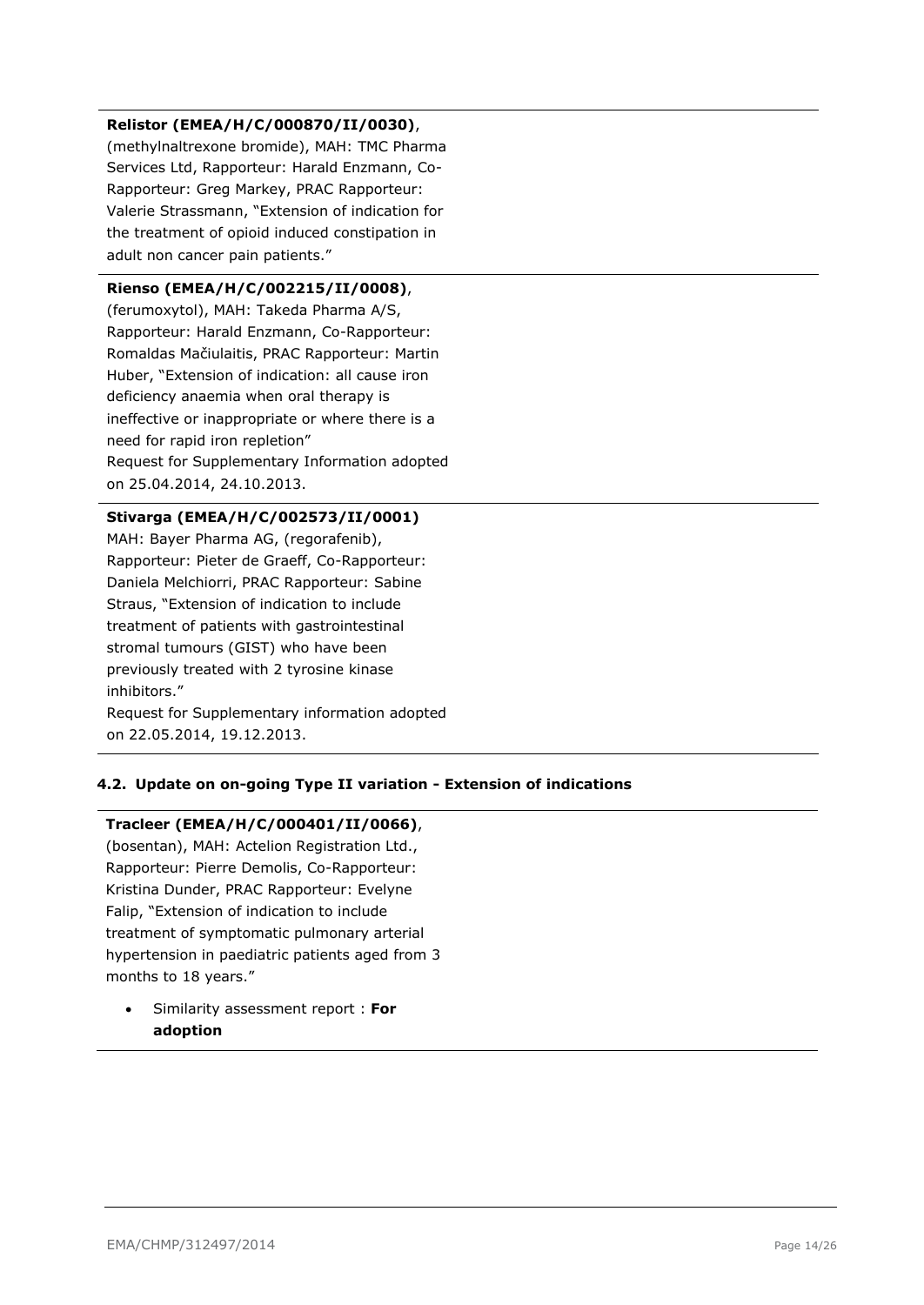**Relistor (EMEA/H/C/000870/II/0030)**, (methylnaltrexone bromide), MAH: TMC Pharma Services Ltd, Rapporteur: Harald Enzmann, Co-Rapporteur: Greg Markey, PRAC Rapporteur: Valerie Strassmann, "Extension of indication for the treatment of opioid induced constipation in adult non cancer pain patients."

**Rienso (EMEA/H/C/002215/II/0008)**, (ferumoxytol), MAH: Takeda Pharma A/S, Rapporteur: Harald Enzmann, Co-Rapporteur: Romaldas Mačiulaitis, PRAC Rapporteur: Martin Huber, "Extension of indication: all cause iron deficiency anaemia when oral therapy is ineffective or inappropriate or where there is a need for rapid iron repletion"
Request for Supplementary Information adopted on 25.04.2014, 24.10.2013.

**Stivarga (EMEA/H/C/002573/II/0001)**
MAH: Bayer Pharma AG, (regorafenib), Rapporteur: Pieter de Graeff, Co-Rapporteur: Daniela Melchiorri, PRAC Rapporteur: Sabine Straus, "Extension of indication to include treatment of patients with gastrointestinal stromal tumours (GIST) who have been previously treated with 2 tyrosine kinase inhibitors."
Request for Supplementary information adopted on 22.05.2014, 19.12.2013.

### 4.2. Update on on-going Type II variation - Extension of indications

**Tracleer (EMEA/H/C/000401/II/0066)**, (bosentan), MAH: Actelion Registration Ltd., Rapporteur: Pierre Demolis, Co-Rapporteur: Kristina Dunder, PRAC Rapporteur: Evelyne Falip, "Extension of indication to include treatment of symptomatic pulmonary arterial hypertension in paediatric patients aged from 3 months to 18 years."

- Similarity assessment report : **For adoption**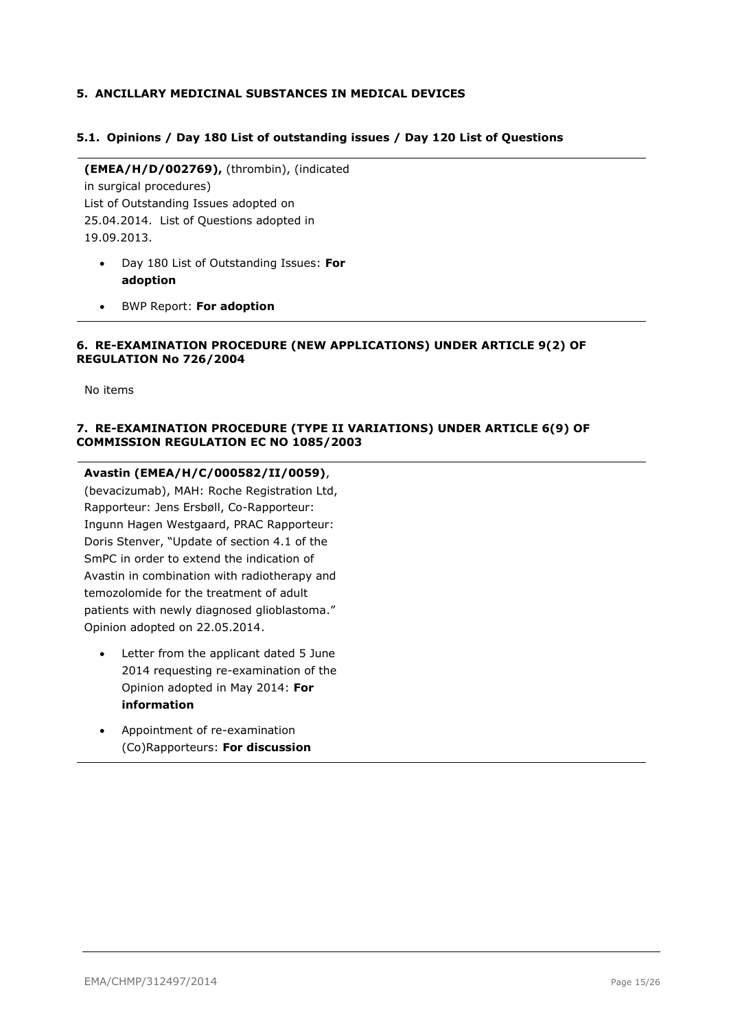## 5. ANCILLARY MEDICINAL SUBSTANCES IN MEDICAL DEVICES

### 5.1. Opinions / Day 180 List of outstanding issues / Day 120 List of Questions

**(EMEA/H/D/002769),** (thrombin), (indicated in surgical procedures)
List of Outstanding Issues adopted on 25.04.2014. List of Questions adopted in 19.09.2013.

- Day 180 List of Outstanding Issues: **For adoption**
- BWP Report: **For adoption**

## 6. RE-EXAMINATION PROCEDURE (NEW APPLICATIONS) UNDER ARTICLE 9(2) OF REGULATION No 726/2004

No items

## 7. RE-EXAMINATION PROCEDURE (TYPE II VARIATIONS) UNDER ARTICLE 6(9) OF COMMISSION REGULATION EC NO 1085/2003

**Avastin (EMEA/H/C/000582/II/0059)**, (bevacizumab), MAH: Roche Registration Ltd, Rapporteur: Jens Ersbøll, Co-Rapporteur: Ingunn Hagen Westgaard, PRAC Rapporteur: Doris Stenver, "Update of section 4.1 of the SmPC in order to extend the indication of Avastin in combination with radiotherapy and temozolomide for the treatment of adult patients with newly diagnosed glioblastoma."
Opinion adopted on 22.05.2014.

- Letter from the applicant dated 5 June 2014 requesting re-examination of the Opinion adopted in May 2014: **For information**
- Appointment of re-examination (Co)Rapporteurs: **For discussion**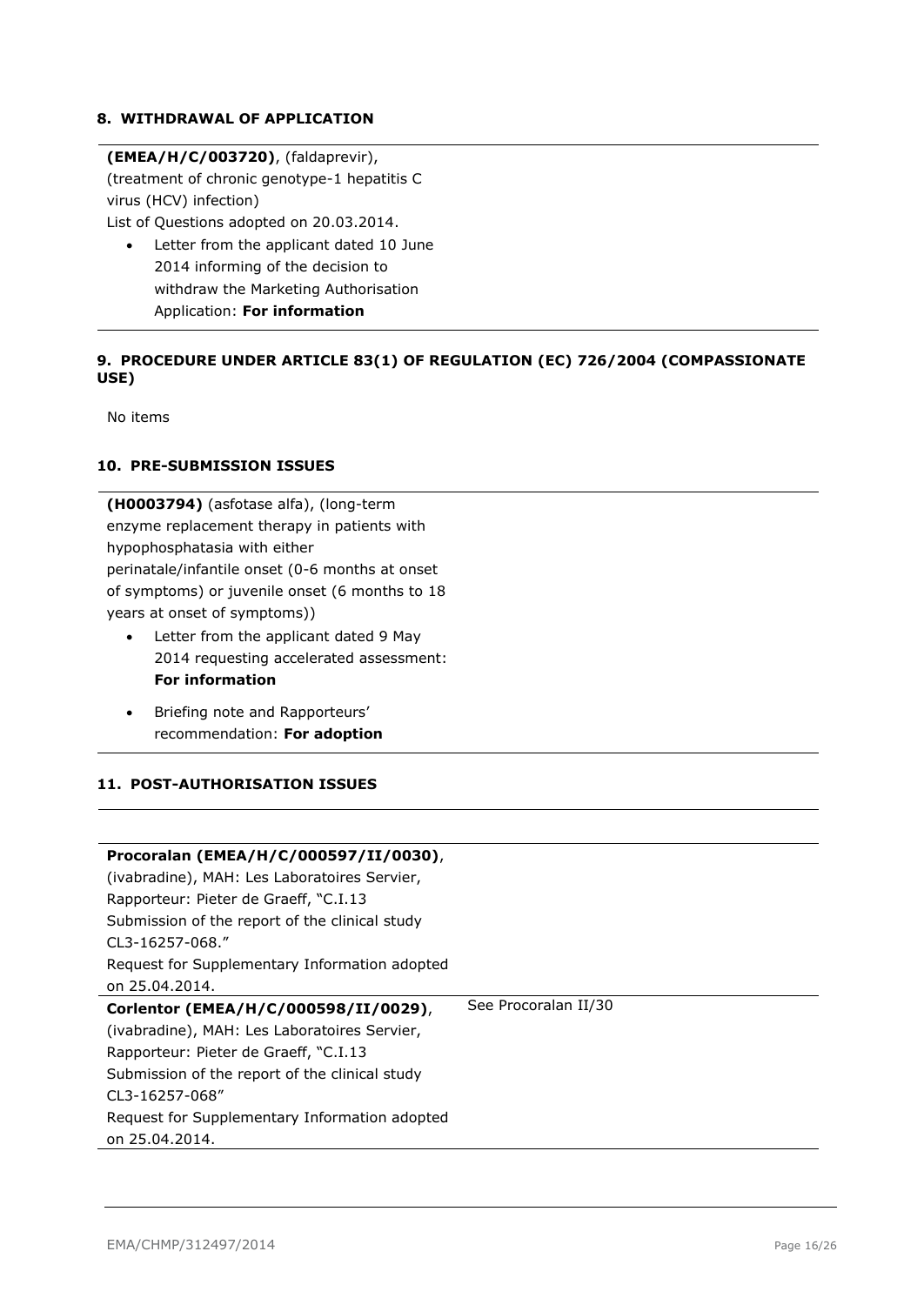## 8. WITHDRAWAL OF APPLICATION

| | |
|---|---|
| **(EMEA/H/C/003720)**, (faldaprevir), (treatment of chronic genotype-1 hepatitis C virus (HCV) infection)<br>List of Questions adopted on 20.03.2014.<br>• Letter from the applicant dated 10 June 2014 informing of the decision to withdraw the Marketing Authorisation Application: **For information** | |

## 9. PROCEDURE UNDER ARTICLE 83(1) OF REGULATION (EC) 726/2004 (COMPASSIONATE USE)

No items

## 10. PRE-SUBMISSION ISSUES

| | |
|---|---|
| **(H0003794)** (asfotase alfa), (long-term enzyme replacement therapy in patients with hypophosphatasia with either perinatale/infantile onset (0-6 months at onset of symptoms) or juvenile onset (6 months to 18 years at onset of symptoms))<br>• Letter from the applicant dated 9 May 2014 requesting accelerated assessment: **For information**<br>• Briefing note and Rapporteurs' recommendation: **For adoption** | |

## 11. POST-AUTHORISATION ISSUES

| | |
|---|---|
| **Procoralan (EMEA/H/C/000597/II/0030)**, (ivabradine), MAH: Les Laboratoires Servier, Rapporteur: Pieter de Graeff, "C.I.13 Submission of the report of the clinical study CL3-16257-068."<br>Request for Supplementary Information adopted on 25.04.2014. | |
| **Corlentor (EMEA/H/C/000598/II/0029)**, (ivabradine), MAH: Les Laboratoires Servier, Rapporteur: Pieter de Graeff, "C.I.13 Submission of the report of the clinical study CL3-16257-068"<br>Request for Supplementary Information adopted on 25.04.2014. | See Procoralan II/30 |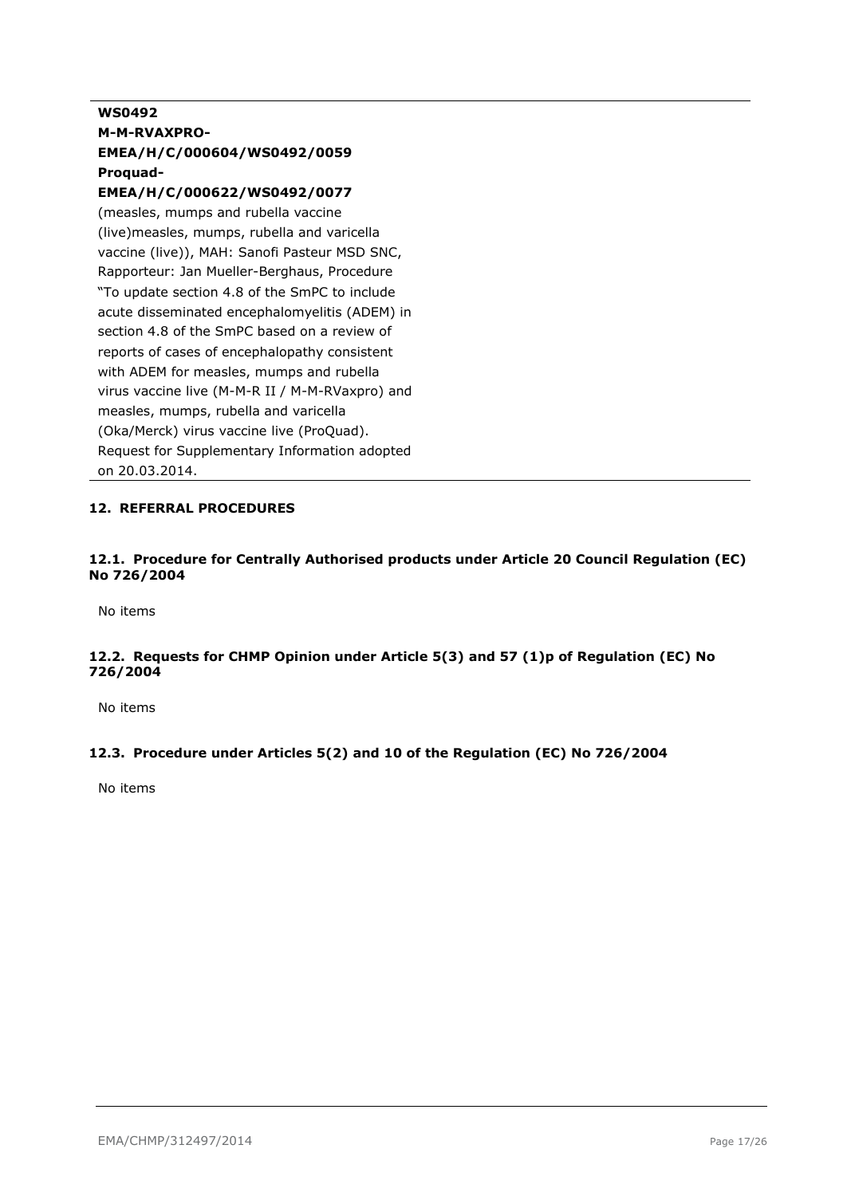**WS0492**
**M-M-RVAXPRO-**
**EMEA/H/C/000604/WS0492/0059**
**Proquad-**
**EMEA/H/C/000622/WS0492/0077**

(measles, mumps and rubella vaccine (live)measles, mumps, rubella and varicella vaccine (live)), MAH: Sanofi Pasteur MSD SNC, Rapporteur: Jan Mueller-Berghaus, Procedure "To update section 4.8 of the SmPC to include acute disseminated encephalomyelitis (ADEM) in section 4.8 of the SmPC based on a review of reports of cases of encephalopathy consistent with ADEM for measles, mumps and rubella virus vaccine live (M-M-R II / M-M-RVaxpro) and measles, mumps, rubella and varicella (Oka/Merck) virus vaccine live (ProQuad). Request for Supplementary Information adopted on 20.03.2014.

## 12. REFERRAL PROCEDURES

### 12.1. Procedure for Centrally Authorised products under Article 20 Council Regulation (EC) No 726/2004

No items

### 12.2. Requests for CHMP Opinion under Article 5(3) and 57 (1)p of Regulation (EC) No 726/2004

No items

### 12.3. Procedure under Articles 5(2) and 10 of the Regulation (EC) No 726/2004

No items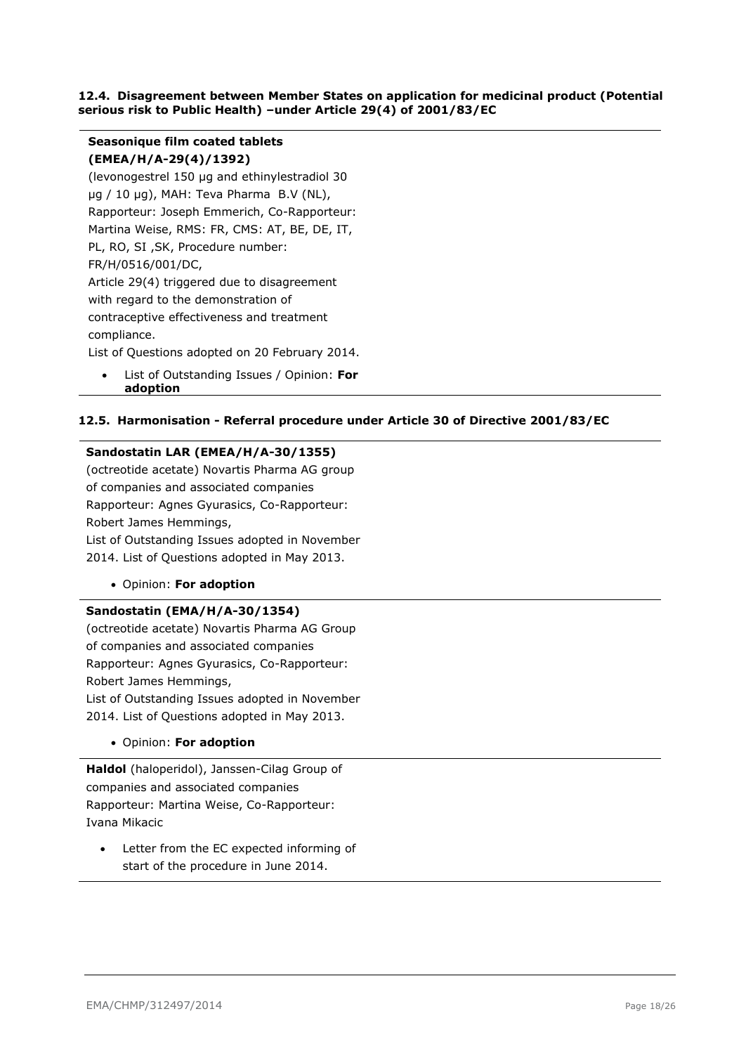### 12.4. Disagreement between Member States on application for medicinal product (Potential serious risk to Public Health) –under Article 29(4) of 2001/83/EC

**Seasonique film coated tablets (EMEA/H/A-29(4)/1392)**

(levonogestrel 150 µg and ethinylestradiol 30 µg / 10 µg), MAH: Teva Pharma B.V (NL), Rapporteur: Joseph Emmerich, Co-Rapporteur: Martina Weise, RMS: FR, CMS: AT, BE, DE, IT, PL, RO, SI ,SK, Procedure number: FR/H/0516/001/DC,

Article 29(4) triggered due to disagreement with regard to the demonstration of contraceptive effectiveness and treatment compliance.

List of Questions adopted on 20 February 2014.

- List of Outstanding Issues / Opinion: **For adoption**

### 12.5. Harmonisation - Referral procedure under Article 30 of Directive 2001/83/EC

**Sandostatin LAR (EMEA/H/A-30/1355)**

(octreotide acetate) Novartis Pharma AG group of companies and associated companies

Rapporteur: Agnes Gyurasics, Co-Rapporteur: Robert James Hemmings,

List of Outstanding Issues adopted in November 2014. List of Questions adopted in May 2013.

- Opinion: **For adoption**

**Sandostatin (EMA/H/A-30/1354)**

(octreotide acetate) Novartis Pharma AG Group of companies and associated companies

Rapporteur: Agnes Gyurasics, Co-Rapporteur: Robert James Hemmings,

List of Outstanding Issues adopted in November 2014. List of Questions adopted in May 2013.

- Opinion: **For adoption**

**Haldol** (haloperidol), Janssen-Cilag Group of companies and associated companies

Rapporteur: Martina Weise, Co-Rapporteur: Ivana Mikacic

- Letter from the EC expected informing of start of the procedure in June 2014.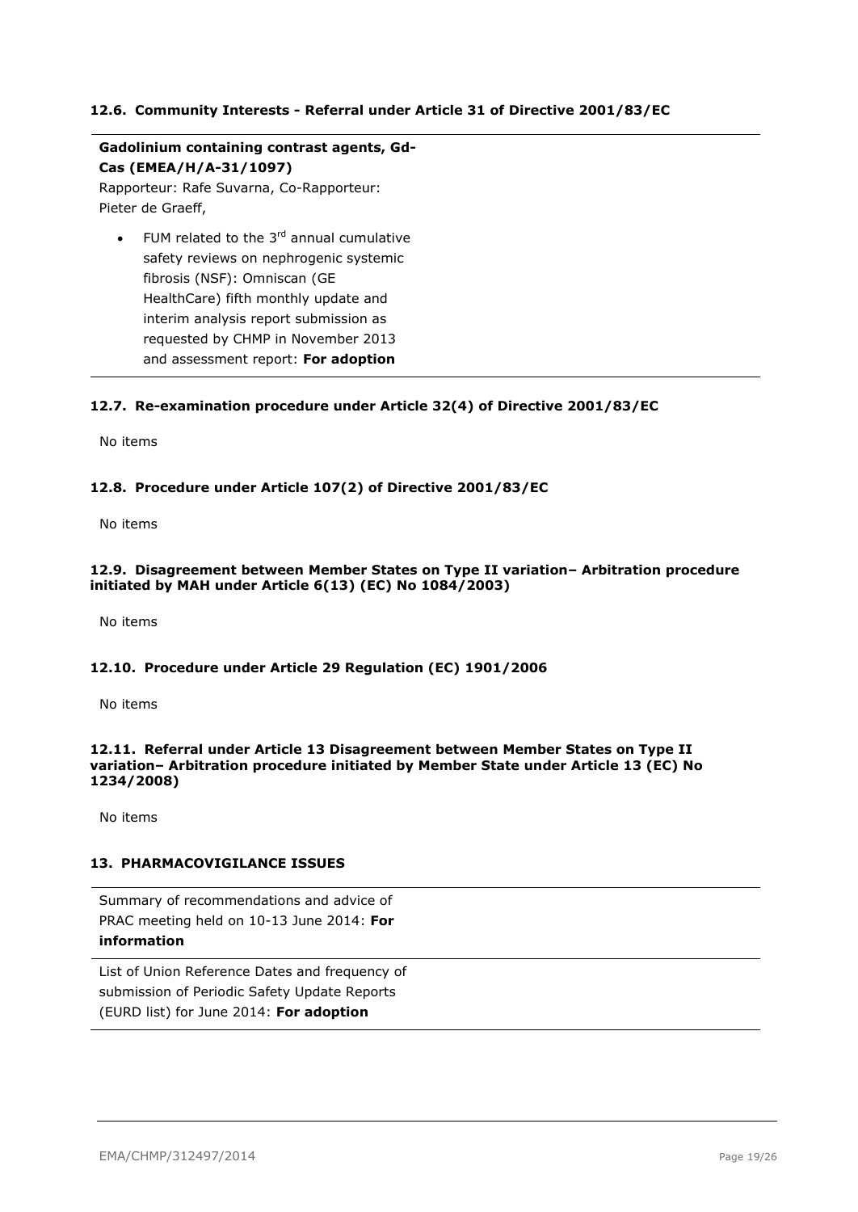### 12.6. Community Interests - Referral under Article 31 of Directive 2001/83/EC

**Gadolinium containing contrast agents, Gd-Cas (EMEA/H/A-31/1097)**

Rapporteur: Rafe Suvarna, Co-Rapporteur: Pieter de Graeff,

- FUM related to the 3rd annual cumulative safety reviews on nephrogenic systemic fibrosis (NSF): Omniscan (GE HealthCare) fifth monthly update and interim analysis report submission as requested by CHMP in November 2013 and assessment report: **For adoption**

### 12.7. Re-examination procedure under Article 32(4) of Directive 2001/83/EC

No items

### 12.8. Procedure under Article 107(2) of Directive 2001/83/EC

No items

### 12.9. Disagreement between Member States on Type II variation– Arbitration procedure initiated by MAH under Article 6(13) (EC) No 1084/2003)

No items

### 12.10. Procedure under Article 29 Regulation (EC) 1901/2006

No items

### 12.11. Referral under Article 13 Disagreement between Member States on Type II variation– Arbitration procedure initiated by Member State under Article 13 (EC) No 1234/2008)

No items

## 13. PHARMACOVIGILANCE ISSUES

Summary of recommendations and advice of PRAC meeting held on 10-13 June 2014: **For information**

List of Union Reference Dates and frequency of submission of Periodic Safety Update Reports (EURD list) for June 2014: **For adoption**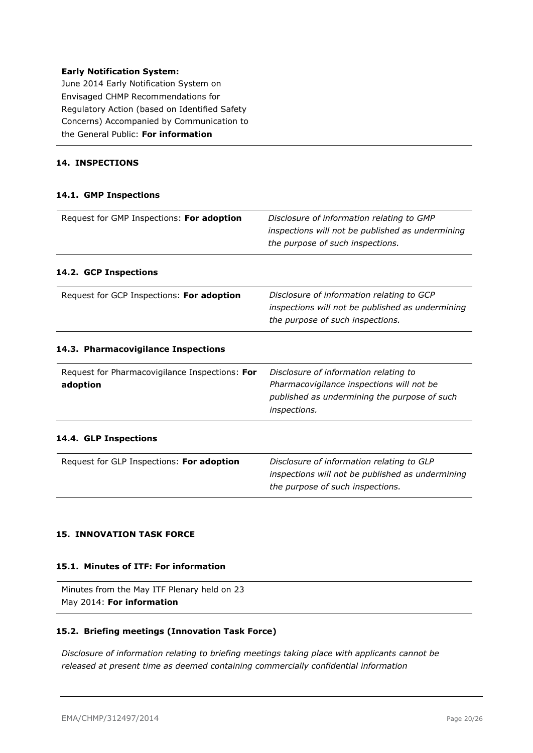**Early Notification System:**

June 2014 Early Notification System on Envisaged CHMP Recommendations for Regulatory Action (based on Identified Safety Concerns) Accompanied by Communication to the General Public: **For information**

## 14. INSPECTIONS

### 14.1. GMP Inspections

| Request for GMP Inspections: **For adoption** | *Disclosure of information relating to GMP inspections will not be published as undermining the purpose of such inspections.* |
|---|---|

### 14.2. GCP Inspections

| Request for GCP Inspections: **For adoption** | *Disclosure of information relating to GCP inspections will not be published as undermining the purpose of such inspections.* |
|---|---|

### 14.3. Pharmacovigilance Inspections

| Request for Pharmacovigilance Inspections: **For adoption** | *Disclosure of information relating to Pharmacovigilance inspections will not be published as undermining the purpose of such inspections.* |
|---|---|

### 14.4. GLP Inspections

| Request for GLP Inspections: **For adoption** | *Disclosure of information relating to GLP inspections will not be published as undermining the purpose of such inspections.* |
|---|---|

## 15. INNOVATION TASK FORCE

### 15.1. Minutes of ITF: For information

Minutes from the May ITF Plenary held on 23 May 2014: **For information**

### 15.2. Briefing meetings (Innovation Task Force)

*Disclosure of information relating to briefing meetings taking place with applicants cannot be released at present time as deemed containing commercially confidential information*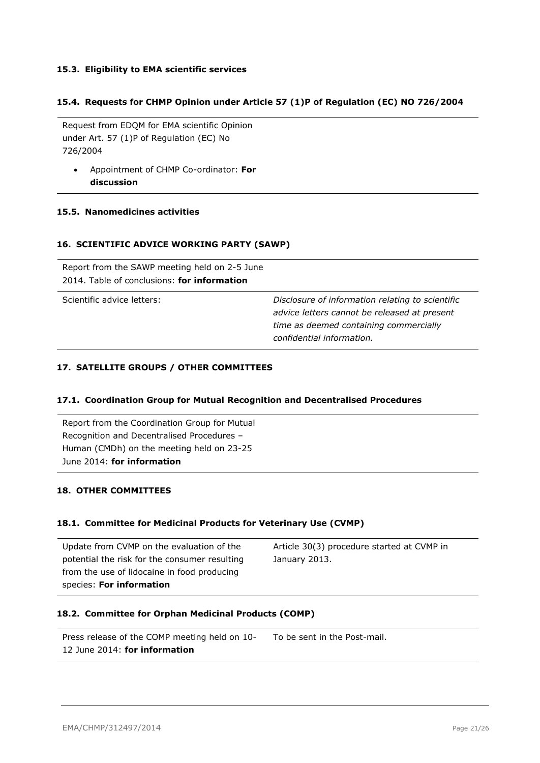### 15.3. Eligibility to EMA scientific services

### 15.4. Requests for CHMP Opinion under Article 57 (1)P of Regulation (EC) NO 726/2004

| | |
|---|---|
| Request from EDQM for EMA scientific Opinion under Art. 57 (1)P of Regulation (EC) No 726/2004<br><br>• Appointment of CHMP Co-ordinator: **For discussion** | |

### 15.5. Nanomedicines activities

## 16. SCIENTIFIC ADVICE WORKING PARTY (SAWP)

| | |
|---|---|
| Report from the SAWP meeting held on 2-5 June 2014. Table of conclusions: **for information** | |
| Scientific advice letters: | *Disclosure of information relating to scientific advice letters cannot be released at present time as deemed containing commercially confidential information.* |

## 17. SATELLITE GROUPS / OTHER COMMITTEES

### 17.1. Coordination Group for Mutual Recognition and Decentralised Procedures

| | |
|---|---|
| Report from the Coordination Group for Mutual Recognition and Decentralised Procedures – Human (CMDh) on the meeting held on 23-25 June 2014: **for information** | |

## 18. OTHER COMMITTEES

### 18.1. Committee for Medicinal Products for Veterinary Use (CVMP)

| | |
|---|---|
| Update from CVMP on the evaluation of the potential the risk for the consumer resulting from the use of lidocaine in food producing species: **For information** | Article 30(3) procedure started at CVMP in January 2013. |

### 18.2. Committee for Orphan Medicinal Products (COMP)

| | |
|---|---|
| Press release of the COMP meeting held on 10-12 June 2014: **for information** | To be sent in the Post-mail. |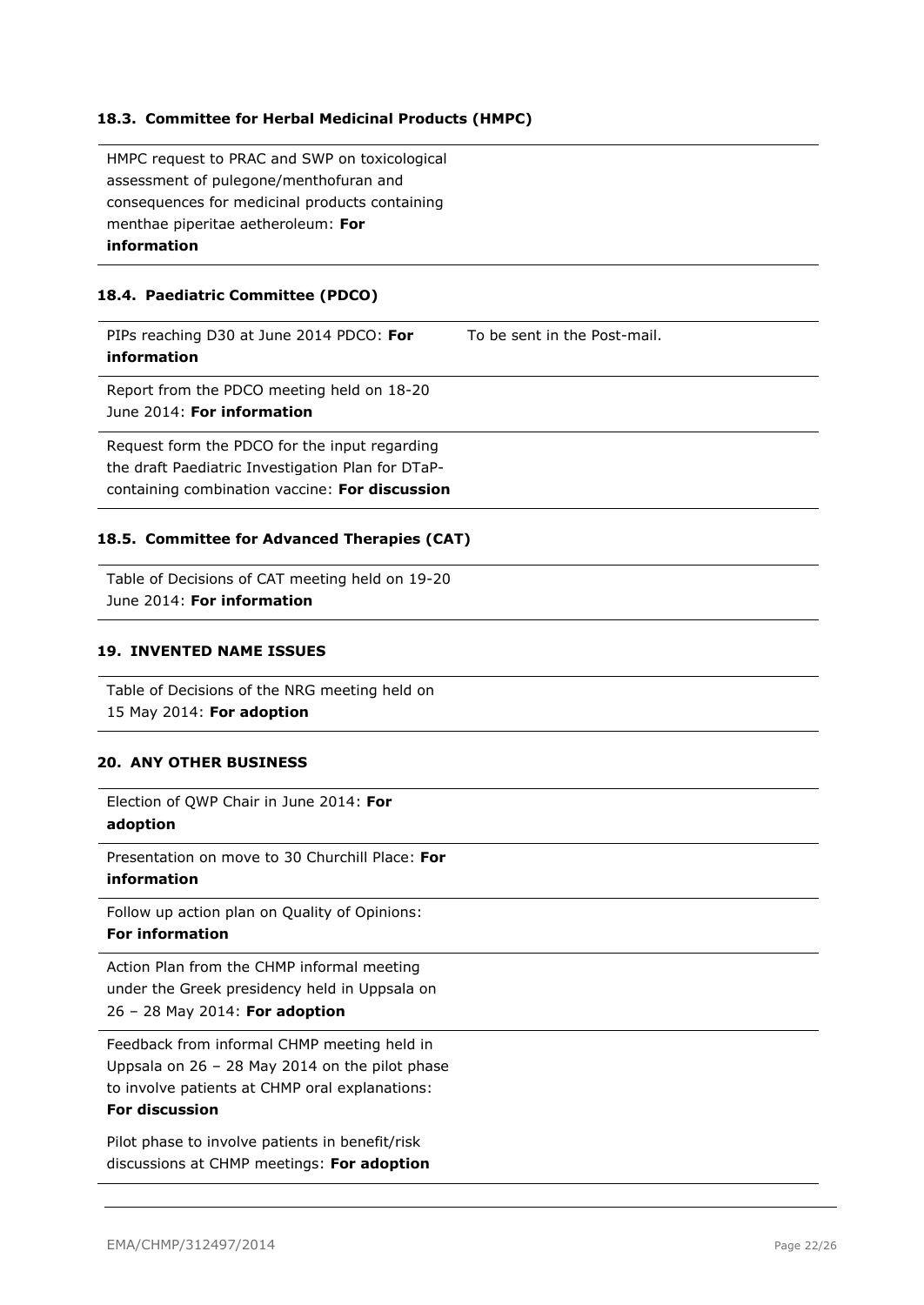### 18.3. Committee for Herbal Medicinal Products (HMPC)

| | |
|---|---|
| HMPC request to PRAC and SWP on toxicological assessment of pulegone/menthofuran and consequences for medicinal products containing menthae piperitae aetheroleum: **For information** | |

### 18.4. Paediatric Committee (PDCO)

| | |
|---|---|
| PIPs reaching D30 at June 2014 PDCO: **For information** | To be sent in the Post-mail. |
| Report from the PDCO meeting held on 18-20 June 2014: **For information** | |
| Request form the PDCO for the input regarding the draft Paediatric Investigation Plan for DTaP-containing combination vaccine: **For discussion** | |

### 18.5. Committee for Advanced Therapies (CAT)

| | |
|---|---|
| Table of Decisions of CAT meeting held on 19-20 June 2014: **For information** | |

## 19. INVENTED NAME ISSUES

| | |
|---|---|
| Table of Decisions of the NRG meeting held on 15 May 2014: **For adoption** | |

## 20. ANY OTHER BUSINESS

| | |
|---|---|
| Election of QWP Chair in June 2014: **For adoption** | |
| Presentation on move to 30 Churchill Place: **For information** | |
| Follow up action plan on Quality of Opinions: **For information** | |
| Action Plan from the CHMP informal meeting under the Greek presidency held in Uppsala on 26 – 28 May 2014: **For adoption** | |
| Feedback from informal CHMP meeting held in Uppsala on 26 – 28 May 2014 on the pilot phase to involve patients at CHMP oral explanations: **For discussion**<br><br>Pilot phase to involve patients in benefit/risk discussions at CHMP meetings: **For adoption** | |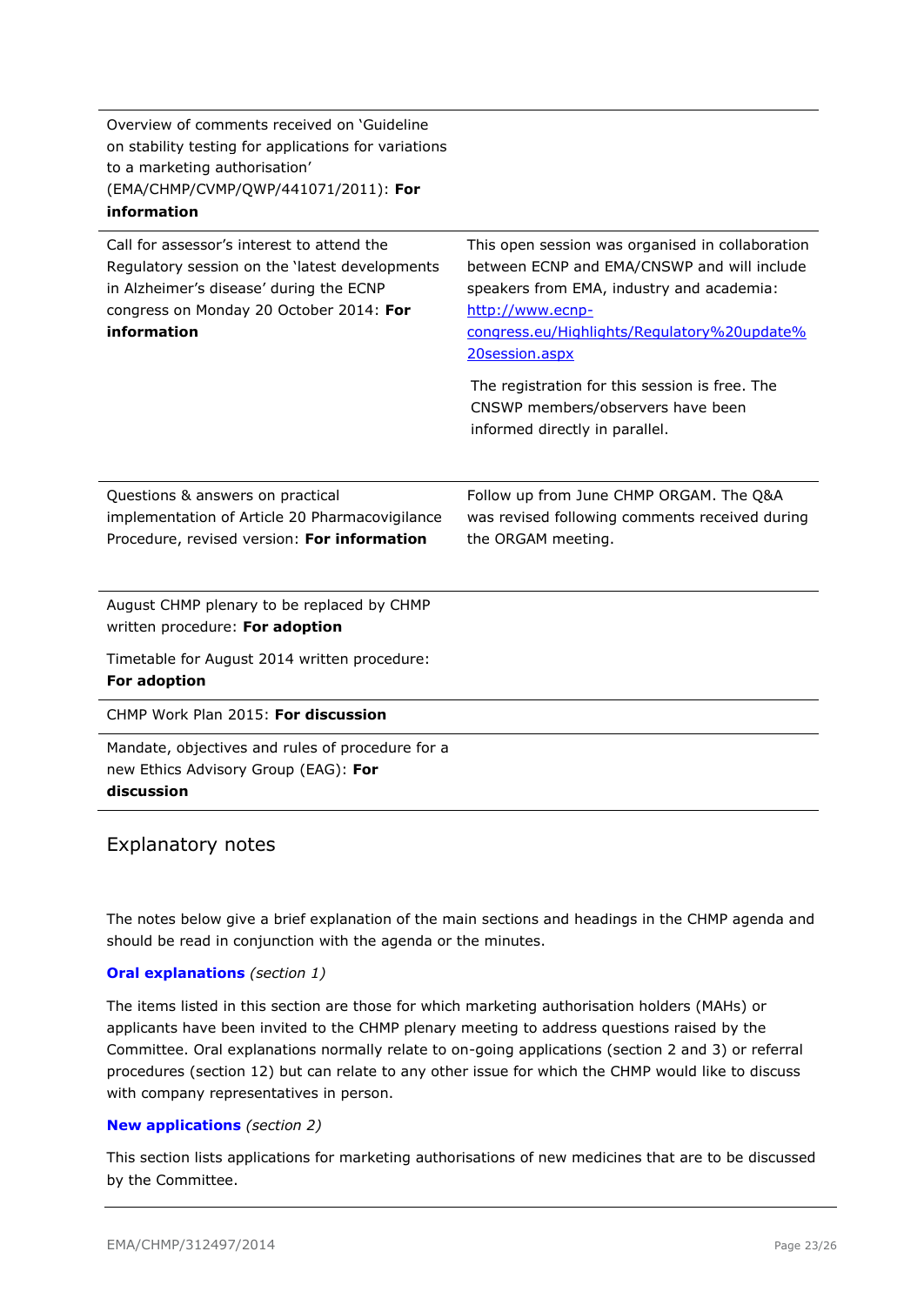| | |
|---|---|
| Overview of comments received on 'Guideline on stability testing for applications for variations to a marketing authorisation' (EMA/CHMP/CVMP/QWP/441071/2011): **For information** | |
| Call for assessor's interest to attend the Regulatory session on the 'latest developments in Alzheimer's disease' during the ECNP congress on Monday 20 October 2014: **For information** | This open session was organised in collaboration between ECNP and EMA/CNSWP and will include speakers from EMA, industry and academia: [http://www.ecnp-congress.eu/Highlights/Regulatory%20update%20session.aspx](http://www.ecnp-congress.eu/Highlights/Regulatory%20update%20session.aspx)<br><br>The registration for this session is free. The CNSWP members/observers have been informed directly in parallel. |
| Questions & answers on practical implementation of Article 20 Pharmacovigilance Procedure, revised version: **For information** | Follow up from June CHMP ORGAM. The Q&A was revised following comments received during the ORGAM meeting. |
| August CHMP plenary to be replaced by CHMP written procedure: **For adoption**<br><br>Timetable for August 2014 written procedure: **For adoption** | |
| CHMP Work Plan 2015: **For discussion** | |
| Mandate, objectives and rules of procedure for a new Ethics Advisory Group (EAG): **For discussion** | |

## Explanatory notes

The notes below give a brief explanation of the main sections and headings in the CHMP agenda and should be read in conjunction with the agenda or the minutes.

**Oral explanations** *(section 1)*

The items listed in this section are those for which marketing authorisation holders (MAHs) or applicants have been invited to the CHMP plenary meeting to address questions raised by the Committee. Oral explanations normally relate to on-going applications (section 2 and 3) or referral procedures (section 12) but can relate to any other issue for which the CHMP would like to discuss with company representatives in person.

**New applications** *(section 2)*

This section lists applications for marketing authorisations of new medicines that are to be discussed by the Committee.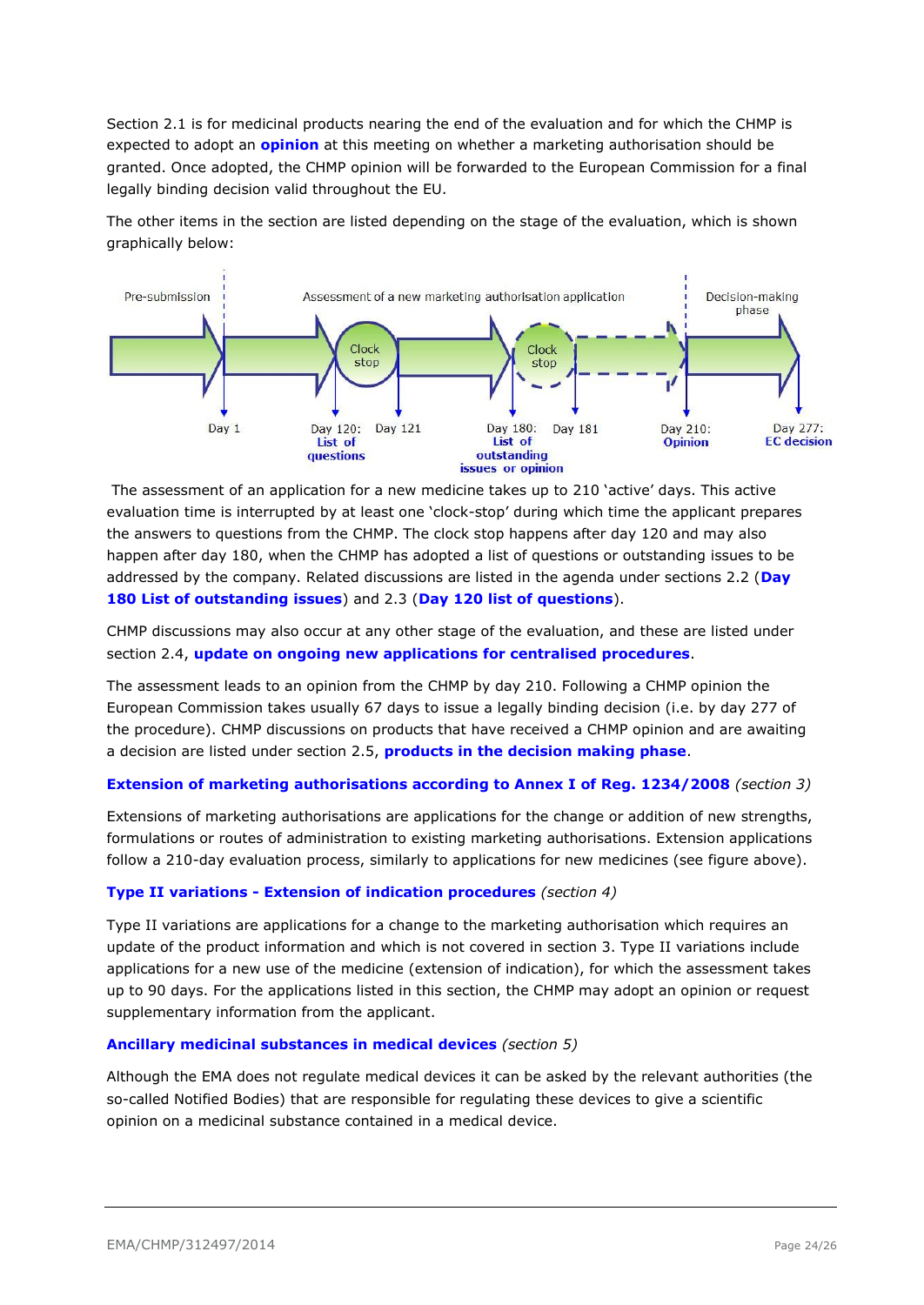Section 2.1 is for medicinal products nearing the end of the evaluation and for which the CHMP is expected to adopt an **opinion** at this meeting on whether a marketing authorisation should be granted. Once adopted, the CHMP opinion will be forwarded to the European Commission for a final legally binding decision valid throughout the EU.

The other items in the section are listed depending on the stage of the evaluation, which is shown graphically below:

Pre-submission | Assessment of a new marketing authorisation application | Decision-making phase

Clock stop | Clock stop

Day 1 | Day 120: List of questions | Day 121 | Day 180: List of outstanding issues or opinion | Day 181 | Day 210: Opinion | Day 277: EC decision

The assessment of an application for a new medicine takes up to 210 'active' days. This active evaluation time is interrupted by at least one 'clock-stop' during which time the applicant prepares the answers to questions from the CHMP. The clock stop happens after day 120 and may also happen after day 180, when the CHMP has adopted a list of questions or outstanding issues to be addressed by the company. Related discussions are listed in the agenda under sections 2.2 (**Day 180 List of outstanding issues**) and 2.3 (**Day 120 list of questions**).

CHMP discussions may also occur at any other stage of the evaluation, and these are listed under section 2.4, **update on ongoing new applications for centralised procedures**.

The assessment leads to an opinion from the CHMP by day 210. Following a CHMP opinion the European Commission takes usually 67 days to issue a legally binding decision (i.e. by day 277 of the procedure). CHMP discussions on products that have received a CHMP opinion and are awaiting a decision are listed under section 2.5, **products in the decision making phase**.

**Extension of marketing authorisations according to Annex I of Reg. 1234/2008** *(section 3)*

Extensions of marketing authorisations are applications for the change or addition of new strengths, formulations or routes of administration to existing marketing authorisations. Extension applications follow a 210-day evaluation process, similarly to applications for new medicines (see figure above).

**Type II variations - Extension of indication procedures** *(section 4)*

Type II variations are applications for a change to the marketing authorisation which requires an update of the product information and which is not covered in section 3. Type II variations include applications for a new use of the medicine (extension of indication), for which the assessment takes up to 90 days. For the applications listed in this section, the CHMP may adopt an opinion or request supplementary information from the applicant.

**Ancillary medicinal substances in medical devices** *(section 5)*

Although the EMA does not regulate medical devices it can be asked by the relevant authorities (the so-called Notified Bodies) that are responsible for regulating these devices to give a scientific opinion on a medicinal substance contained in a medical device.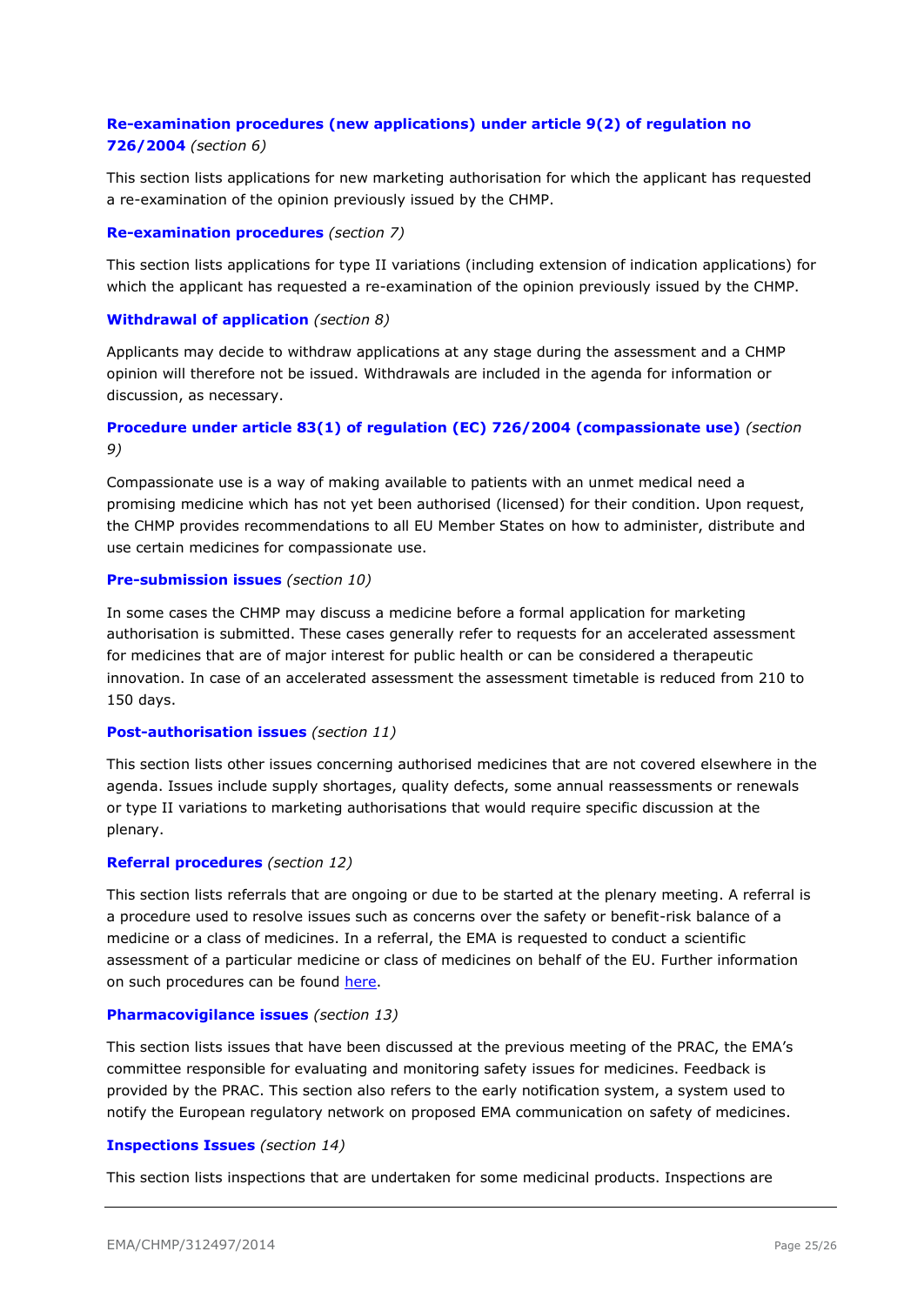**Re-examination procedures (new applications) under article 9(2) of regulation no 726/2004** *(section 6)*

This section lists applications for new marketing authorisation for which the applicant has requested a re-examination of the opinion previously issued by the CHMP.

**Re-examination procedures** *(section 7)*

This section lists applications for type II variations (including extension of indication applications) for which the applicant has requested a re-examination of the opinion previously issued by the CHMP.

**Withdrawal of application** *(section 8)*

Applicants may decide to withdraw applications at any stage during the assessment and a CHMP opinion will therefore not be issued. Withdrawals are included in the agenda for information or discussion, as necessary.

**Procedure under article 83(1) of regulation (EC) 726/2004 (compassionate use)** *(section 9)*

Compassionate use is a way of making available to patients with an unmet medical need a promising medicine which has not yet been authorised (licensed) for their condition. Upon request, the CHMP provides recommendations to all EU Member States on how to administer, distribute and use certain medicines for compassionate use.

**Pre-submission issues** *(section 10)*

In some cases the CHMP may discuss a medicine before a formal application for marketing authorisation is submitted. These cases generally refer to requests for an accelerated assessment for medicines that are of major interest for public health or can be considered a therapeutic innovation. In case of an accelerated assessment the assessment timetable is reduced from 210 to 150 days.

**Post-authorisation issues** *(section 11)*

This section lists other issues concerning authorised medicines that are not covered elsewhere in the agenda. Issues include supply shortages, quality defects, some annual reassessments or renewals or type II variations to marketing authorisations that would require specific discussion at the plenary.

**Referral procedures** *(section 12)*

This section lists referrals that are ongoing or due to be started at the plenary meeting. A referral is a procedure used to resolve issues such as concerns over the safety or benefit-risk balance of a medicine or a class of medicines. In a referral, the EMA is requested to conduct a scientific assessment of a particular medicine or class of medicines on behalf of the EU. Further information on such procedures can be found here.

**Pharmacovigilance issues** *(section 13)*

This section lists issues that have been discussed at the previous meeting of the PRAC, the EMA's committee responsible for evaluating and monitoring safety issues for medicines. Feedback is provided by the PRAC. This section also refers to the early notification system, a system used to notify the European regulatory network on proposed EMA communication on safety of medicines.

**Inspections Issues** *(section 14)*

This section lists inspections that are undertaken for some medicinal products. Inspections are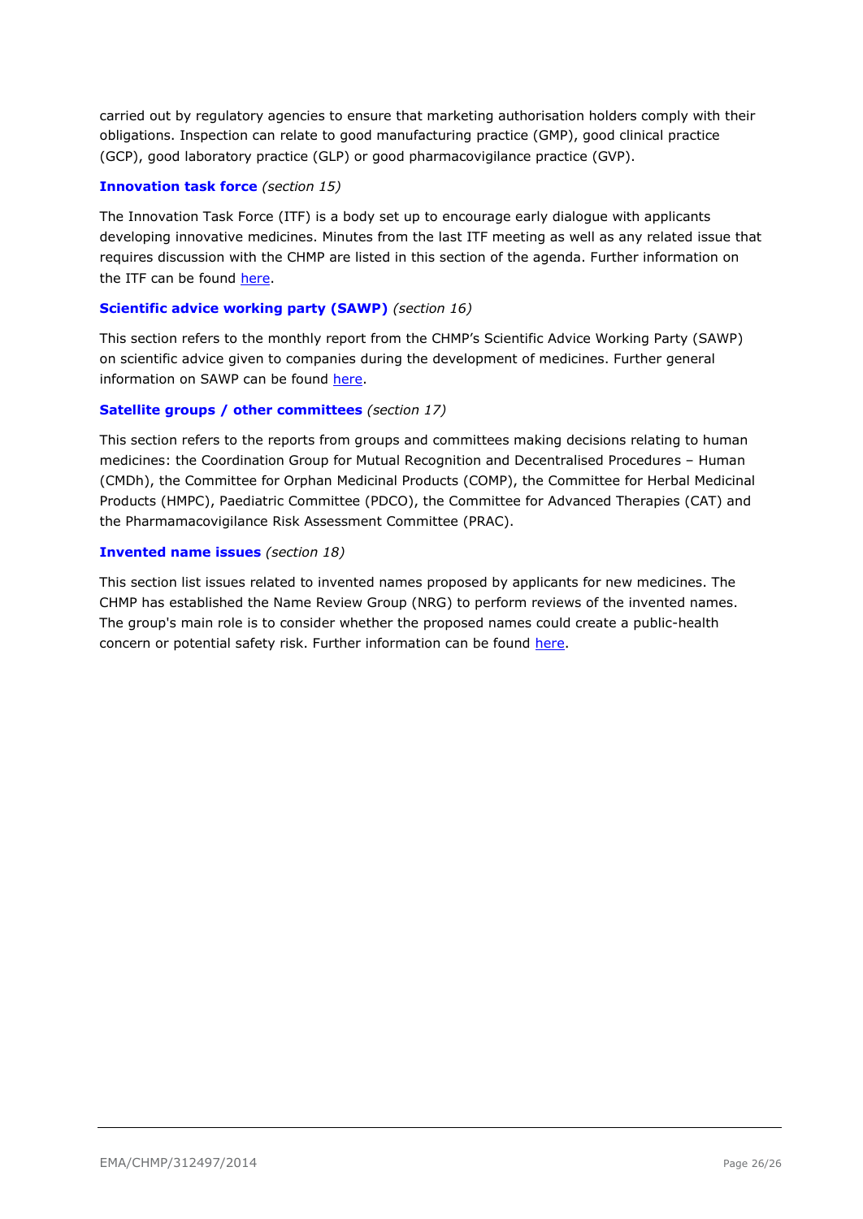carried out by regulatory agencies to ensure that marketing authorisation holders comply with their obligations. Inspection can relate to good manufacturing practice (GMP), good clinical practice (GCP), good laboratory practice (GLP) or good pharmacovigilance practice (GVP).

**Innovation task force** *(section 15)*

The Innovation Task Force (ITF) is a body set up to encourage early dialogue with applicants developing innovative medicines. Minutes from the last ITF meeting as well as any related issue that requires discussion with the CHMP are listed in this section of the agenda. Further information on the ITF can be found here.

**Scientific advice working party (SAWP)** *(section 16)*

This section refers to the monthly report from the CHMP's Scientific Advice Working Party (SAWP) on scientific advice given to companies during the development of medicines. Further general information on SAWP can be found here.

**Satellite groups / other committees** *(section 17)*

This section refers to the reports from groups and committees making decisions relating to human medicines: the Coordination Group for Mutual Recognition and Decentralised Procedures – Human (CMDh), the Committee for Orphan Medicinal Products (COMP), the Committee for Herbal Medicinal Products (HMPC), Paediatric Committee (PDCO), the Committee for Advanced Therapies (CAT) and the Pharmamacovigilance Risk Assessment Committee (PRAC).

**Invented name issues** *(section 18)*

This section list issues related to invented names proposed by applicants for new medicines. The CHMP has established the Name Review Group (NRG) to perform reviews of the invented names. The group's main role is to consider whether the proposed names could create a public-health concern or potential safety risk. Further information can be found here.